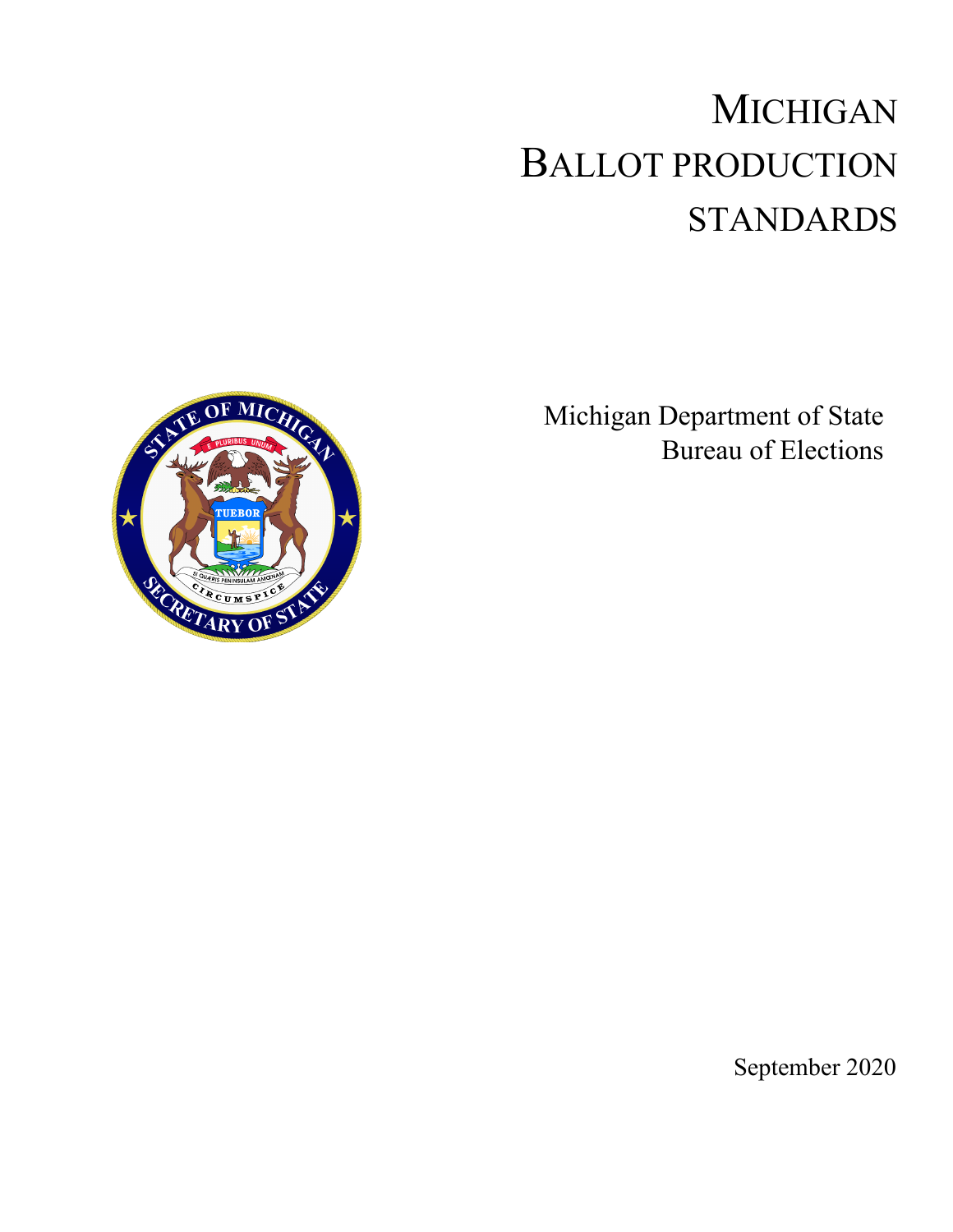# MICHIGAN BALLOT PRODUCTION STANDARDS

Michigan Department of State
Bureau of Elections

September 2020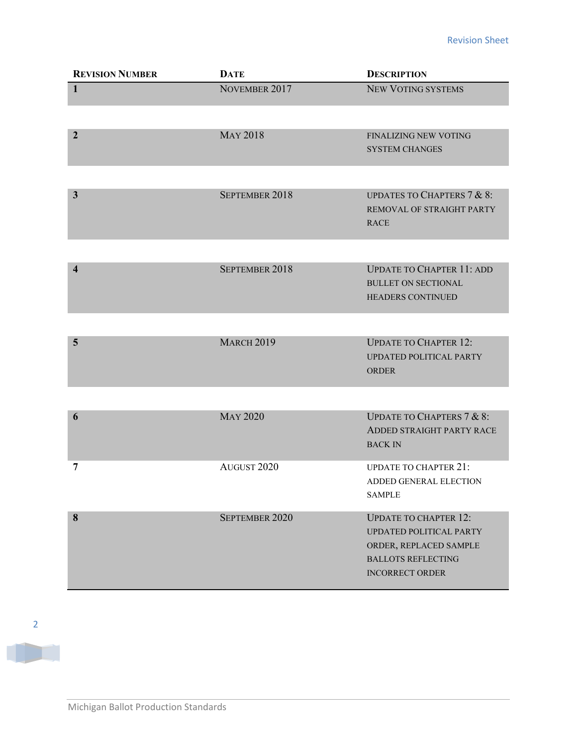# Revision Sheet

| Revision Number | Date | Description |
|---|---|---|
| 1 | November 2017 | New Voting systems |
| 2 | May 2018 | Finalizing new voting system changes |
| 3 | September 2018 | Updates to Chapters 7 & 8: removal of straight party race |
| 4 | September 2018 | Update to Chapter 11: add bullet on sectional headers continued |
| 5 | March 2019 | Update to Chapter 12: updated political party order |
| 6 | May 2020 | Update to Chapters 7 & 8: Added straight party race back in |
| 7 | August 2020 | Update to chapter 21: added general election sample |
| 8 | September 2020 | Update to chapter 12: updated political party order, replaced sample ballots reflecting incorrect order |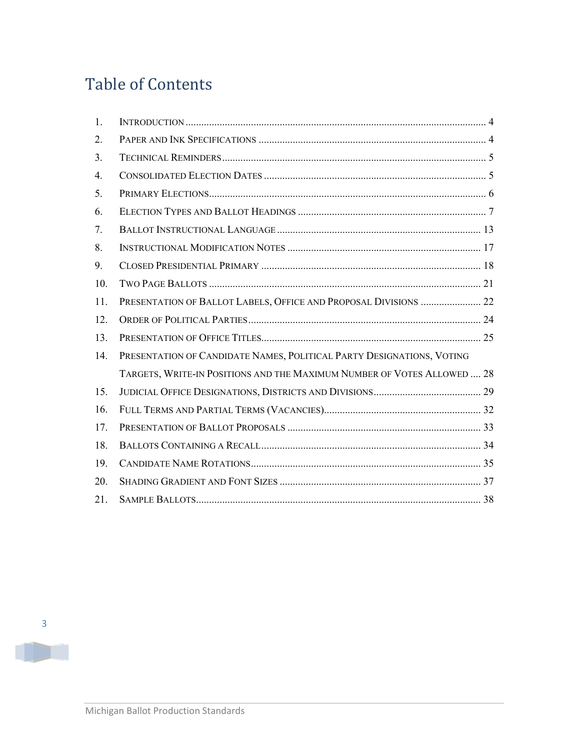# Table of Contents

1. Introduction .... 4
2. Paper and Ink Specifications .... 4
3. Technical Reminders .... 5
4. Consolidated Election Dates .... 5
5. Primary Elections .... 6
6. Election Types and Ballot Headings .... 7
7. Ballot Instructional Language .... 13
8. Instructional Modification Notes .... 17
9. Closed Presidential Primary .... 18
10. Two Page Ballots .... 21
11. Presentation of Ballot Labels, Office and Proposal Divisions .... 22
12. Order of Political Parties .... 24
13. Presentation of Office Titles .... 25
14. Presentation of Candidate Names, Political Party Designations, Voting Targets, Write-in Positions and the Maximum Number of Votes Allowed .... 28
15. Judicial Office Designations, Districts and Divisions .... 29
16. Full Terms and Partial Terms (Vacancies) .... 32
17. Presentation of Ballot Proposals .... 33
18. Ballots Containing a Recall .... 34
19. Candidate Name Rotations .... 35
20. Shading Gradient and Font Sizes .... 37
21. Sample Ballots .... 38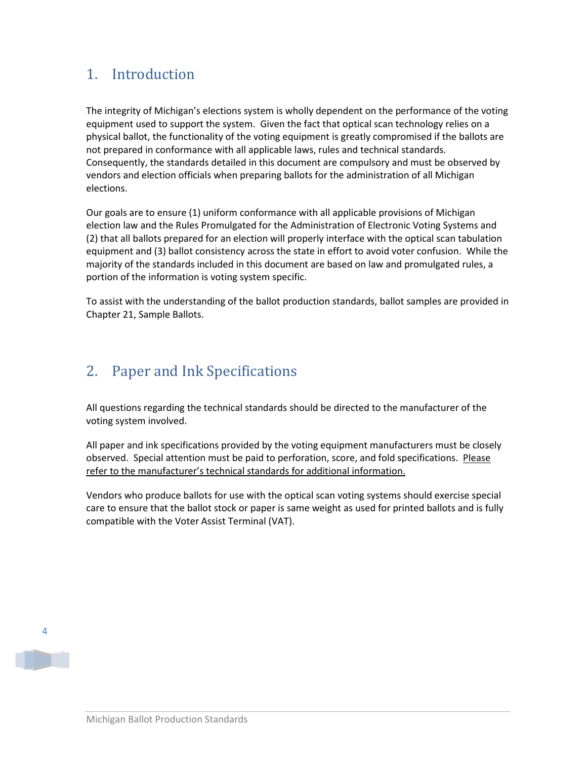# 1. Introduction

The integrity of Michigan's elections system is wholly dependent on the performance of the voting equipment used to support the system. Given the fact that optical scan technology relies on a physical ballot, the functionality of the voting equipment is greatly compromised if the ballots are not prepared in conformance with all applicable laws, rules and technical standards. Consequently, the standards detailed in this document are compulsory and must be observed by vendors and election officials when preparing ballots for the administration of all Michigan elections.

Our goals are to ensure (1) uniform conformance with all applicable provisions of Michigan election law and the Rules Promulgated for the Administration of Electronic Voting Systems and (2) that all ballots prepared for an election will properly interface with the optical scan tabulation equipment and (3) ballot consistency across the state in effort to avoid voter confusion. While the majority of the standards included in this document are based on law and promulgated rules, a portion of the information is voting system specific.

To assist with the understanding of the ballot production standards, ballot samples are provided in Chapter 21, Sample Ballots.

# 2. Paper and Ink Specifications

All questions regarding the technical standards should be directed to the manufacturer of the voting system involved.

All paper and ink specifications provided by the voting equipment manufacturers must be closely observed. Special attention must be paid to perforation, score, and fold specifications. Please refer to the manufacturer's technical standards for additional information.

Vendors who produce ballots for use with the optical scan voting systems should exercise special care to ensure that the ballot stock or paper is same weight as used for printed ballots and is fully compatible with the Voter Assist Terminal (VAT).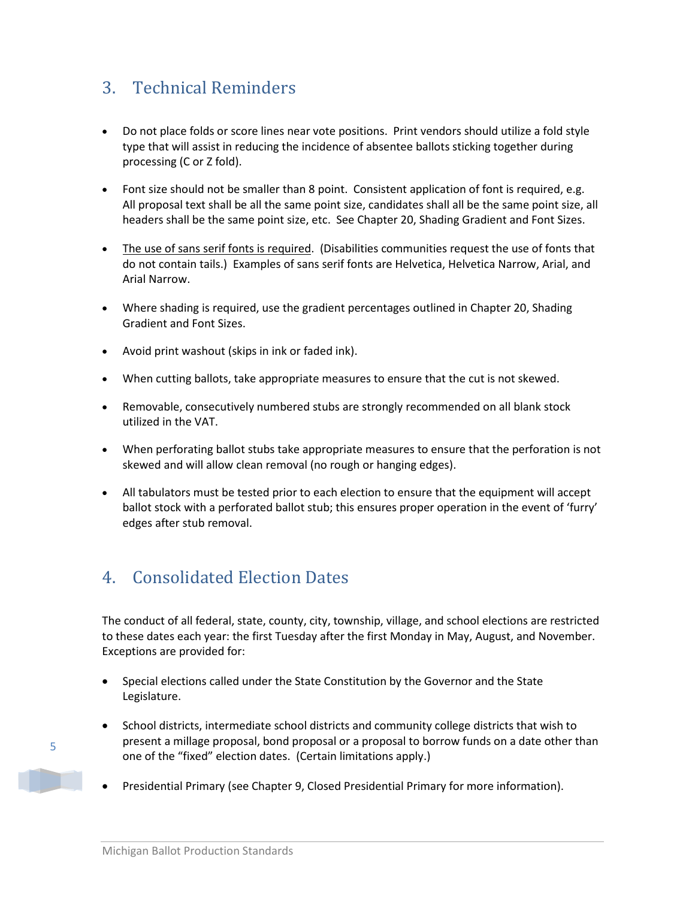## 3. Technical Reminders

- Do not place folds or score lines near vote positions. Print vendors should utilize a fold style type that will assist in reducing the incidence of absentee ballots sticking together during processing (C or Z fold).
- Font size should not be smaller than 8 point. Consistent application of font is required, e.g. All proposal text shall be all the same point size, candidates shall all be the same point size, all headers shall be the same point size, etc. See Chapter 20, Shading Gradient and Font Sizes.
- <u>The use of sans serif fonts is required</u>. (Disabilities communities request the use of fonts that do not contain tails.) Examples of sans serif fonts are Helvetica, Helvetica Narrow, Arial, and Arial Narrow.
- Where shading is required, use the gradient percentages outlined in Chapter 20, Shading Gradient and Font Sizes.
- Avoid print washout (skips in ink or faded ink).
- When cutting ballots, take appropriate measures to ensure that the cut is not skewed.
- Removable, consecutively numbered stubs are strongly recommended on all blank stock utilized in the VAT.
- When perforating ballot stubs take appropriate measures to ensure that the perforation is not skewed and will allow clean removal (no rough or hanging edges).
- All tabulators must be tested prior to each election to ensure that the equipment will accept ballot stock with a perforated ballot stub; this ensures proper operation in the event of 'furry' edges after stub removal.

## 4. Consolidated Election Dates

The conduct of all federal, state, county, city, township, village, and school elections are restricted to these dates each year: the first Tuesday after the first Monday in May, August, and November. Exceptions are provided for:

- Special elections called under the State Constitution by the Governor and the State Legislature.
- School districts, intermediate school districts and community college districts that wish to present a millage proposal, bond proposal or a proposal to borrow funds on a date other than one of the "fixed" election dates. (Certain limitations apply.)
- Presidential Primary (see Chapter 9, Closed Presidential Primary for more information).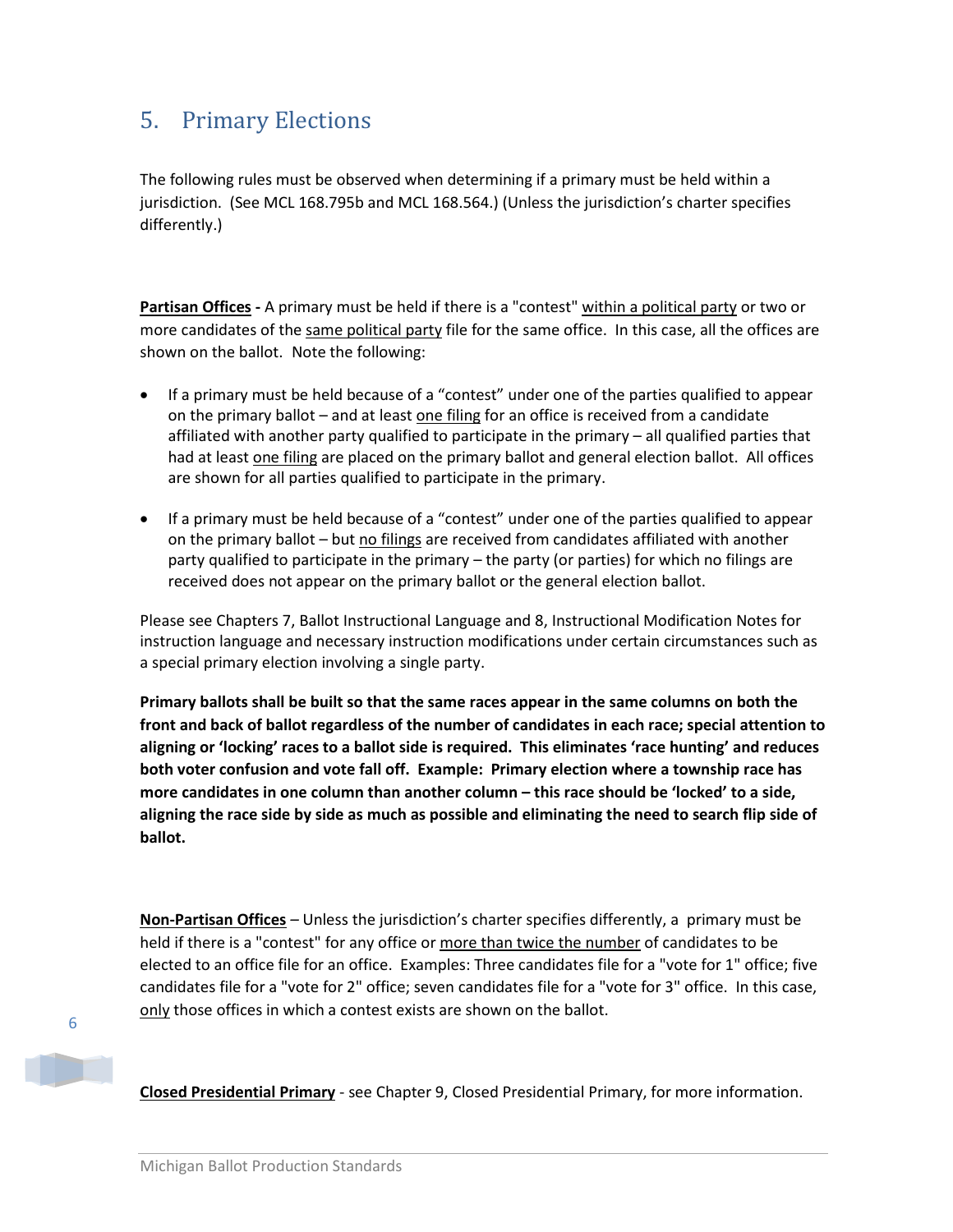## 5. Primary Elections

The following rules must be observed when determining if a primary must be held within a jurisdiction. (See MCL 168.795b and MCL 168.564.) (Unless the jurisdiction's charter specifies differently.)

**Partisan Offices -** A primary must be held if there is a "contest" within a political party or two or more candidates of the same political party file for the same office. In this case, all the offices are shown on the ballot. Note the following:

- If a primary must be held because of a "contest" under one of the parties qualified to appear on the primary ballot – and at least one filing for an office is received from a candidate affiliated with another party qualified to participate in the primary – all qualified parties that had at least one filing are placed on the primary ballot and general election ballot. All offices are shown for all parties qualified to participate in the primary.
- If a primary must be held because of a "contest" under one of the parties qualified to appear on the primary ballot – but no filings are received from candidates affiliated with another party qualified to participate in the primary – the party (or parties) for which no filings are received does not appear on the primary ballot or the general election ballot.

Please see Chapters 7, Ballot Instructional Language and 8, Instructional Modification Notes for instruction language and necessary instruction modifications under certain circumstances such as a special primary election involving a single party.

**Primary ballots shall be built so that the same races appear in the same columns on both the front and back of ballot regardless of the number of candidates in each race; special attention to aligning or 'locking' races to a ballot side is required. This eliminates 'race hunting' and reduces both voter confusion and vote fall off. Example: Primary election where a township race has more candidates in one column than another column – this race should be 'locked' to a side, aligning the race side by side as much as possible and eliminating the need to search flip side of ballot.**

**Non-Partisan Offices** – Unless the jurisdiction's charter specifies differently, a primary must be held if there is a "contest" for any office or more than twice the number of candidates to be elected to an office file for an office. Examples: Three candidates file for a "vote for 1" office; five candidates file for a "vote for 2" office; seven candidates file for a "vote for 3" office. In this case, only those offices in which a contest exists are shown on the ballot.

**Closed Presidential Primary** - see Chapter 9, Closed Presidential Primary, for more information.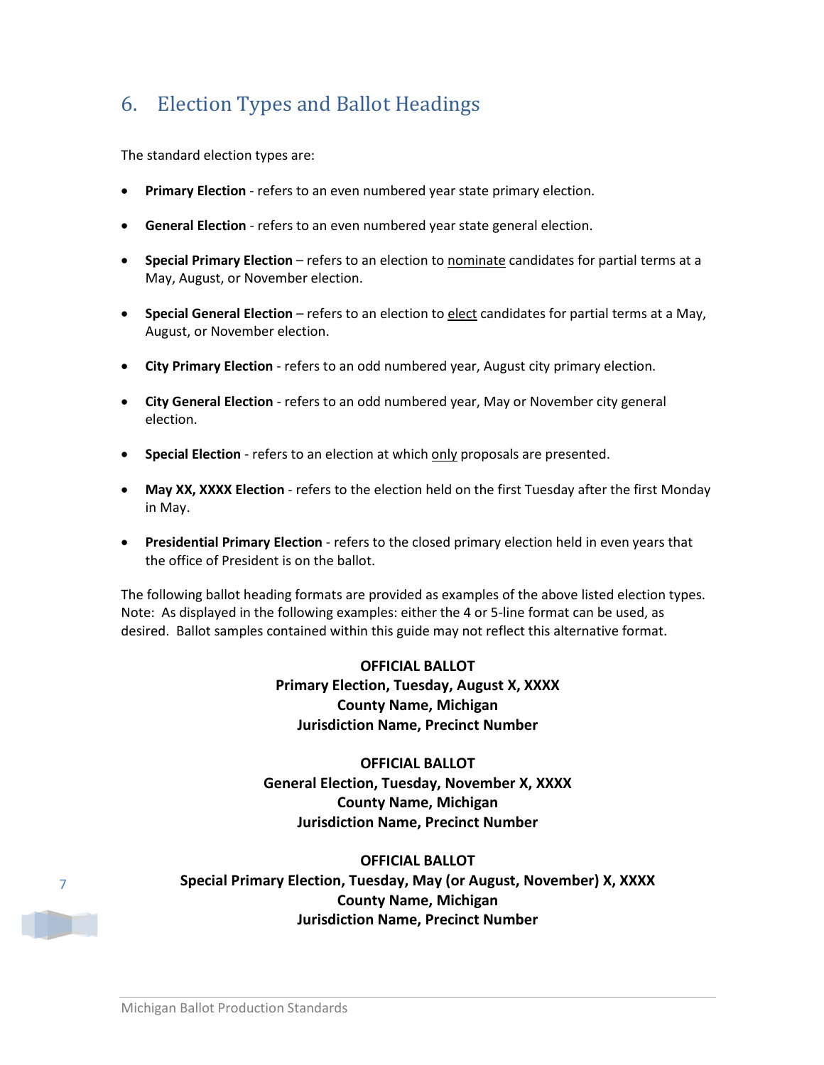## 6. Election Types and Ballot Headings

The standard election types are:

- **Primary Election** - refers to an even numbered year state primary election.
- **General Election** - refers to an even numbered year state general election.
- **Special Primary Election** – refers to an election to <u>nominate</u> candidates for partial terms at a May, August, or November election.
- **Special General Election** – refers to an election to <u>elect</u> candidates for partial terms at a May, August, or November election.
- **City Primary Election** - refers to an odd numbered year, August city primary election.
- **City General Election** - refers to an odd numbered year, May or November city general election.
- **Special Election** - refers to an election at which <u>only</u> proposals are presented.
- **May XX, XXXX Election** - refers to the election held on the first Tuesday after the first Monday in May.
- **Presidential Primary Election** - refers to the closed primary election held in even years that the office of President is on the ballot.

The following ballot heading formats are provided as examples of the above listed election types. Note: As displayed in the following examples: either the 4 or 5-line format can be used, as desired. Ballot samples contained within this guide may not reflect this alternative format.

**OFFICIAL BALLOT**
**Primary Election, Tuesday, August X, XXXX**
**County Name, Michigan**
**Jurisdiction Name, Precinct Number**

**OFFICIAL BALLOT**
**General Election, Tuesday, November X, XXXX**
**County Name, Michigan**
**Jurisdiction Name, Precinct Number**

**OFFICIAL BALLOT**
**Special Primary Election, Tuesday, May (or August, November) X, XXXX**
**County Name, Michigan**
**Jurisdiction Name, Precinct Number**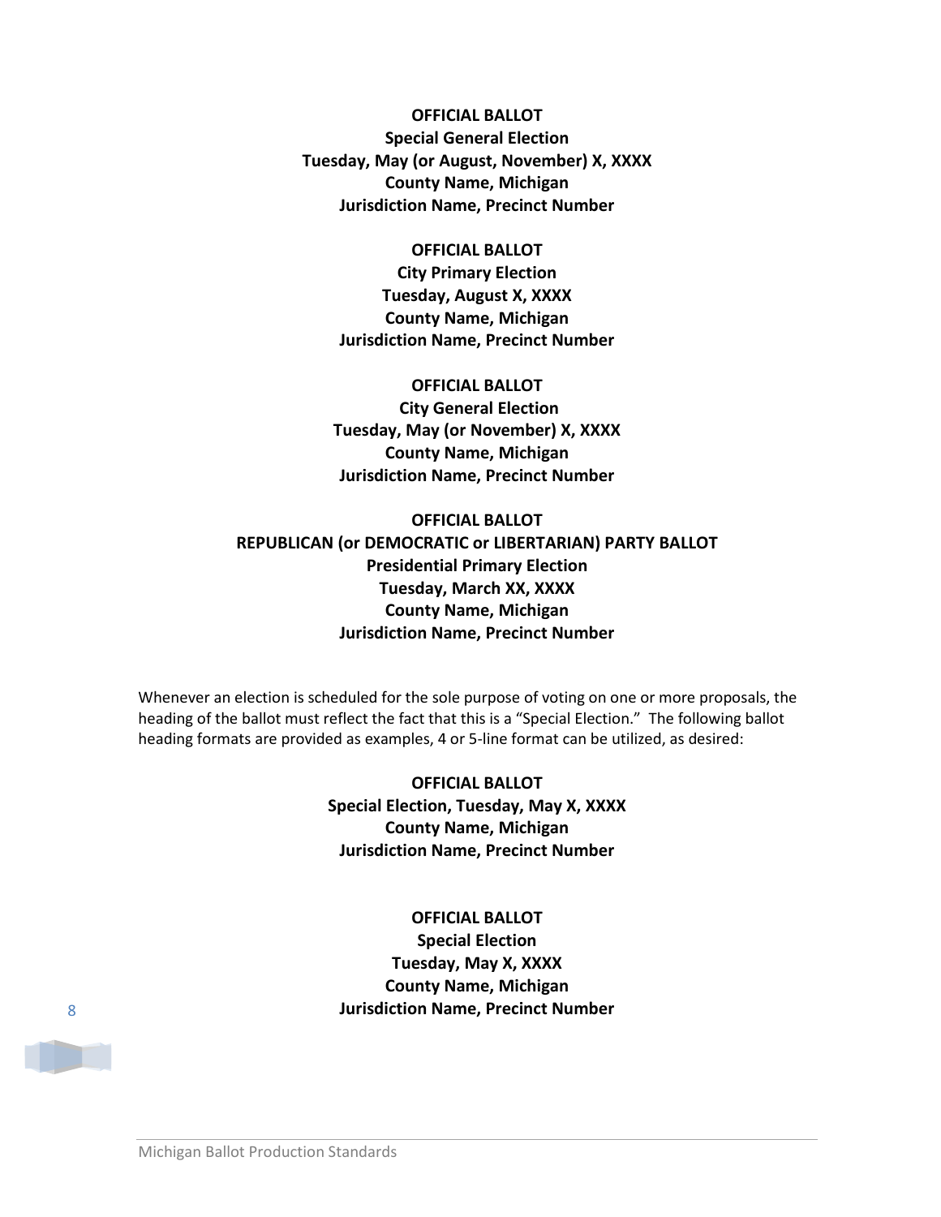**OFFICIAL BALLOT**
**Special General Election**
**Tuesday, May (or August, November) X, XXXX**
**County Name, Michigan**
**Jurisdiction Name, Precinct Number**

**OFFICIAL BALLOT**
**City Primary Election**
**Tuesday, August X, XXXX**
**County Name, Michigan**
**Jurisdiction Name, Precinct Number**

**OFFICIAL BALLOT**
**City General Election**
**Tuesday, May (or November) X, XXXX**
**County Name, Michigan**
**Jurisdiction Name, Precinct Number**

**OFFICIAL BALLOT**
**REPUBLICAN (or DEMOCRATIC or LIBERTARIAN) PARTY BALLOT**
**Presidential Primary Election**
**Tuesday, March XX, XXXX**
**County Name, Michigan**
**Jurisdiction Name, Precinct Number**

Whenever an election is scheduled for the sole purpose of voting on one or more proposals, the heading of the ballot must reflect the fact that this is a "Special Election." The following ballot heading formats are provided as examples, 4 or 5-line format can be utilized, as desired:

**OFFICIAL BALLOT**
**Special Election, Tuesday, May X, XXXX**
**County Name, Michigan**
**Jurisdiction Name, Precinct Number**

**OFFICIAL BALLOT**
**Special Election**
**Tuesday, May X, XXXX**
**County Name, Michigan**
**Jurisdiction Name, Precinct Number**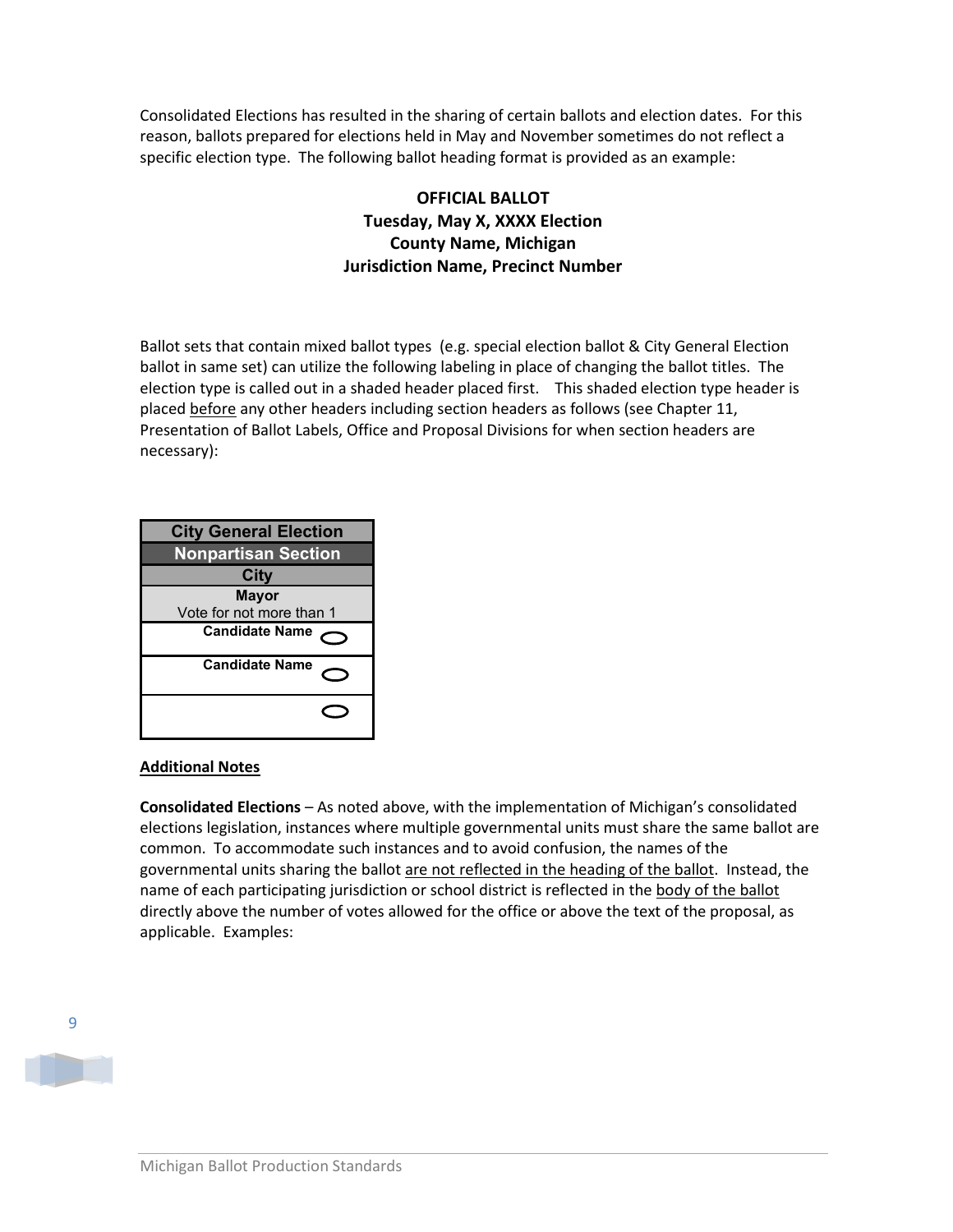Consolidated Elections has resulted in the sharing of certain ballots and election dates. For this reason, ballots prepared for elections held in May and November sometimes do not reflect a specific election type. The following ballot heading format is provided as an example:

**OFFICIAL BALLOT**
**Tuesday, May X, XXXX Election**
**County Name, Michigan**
**Jurisdiction Name, Precinct Number**

Ballot sets that contain mixed ballot types (e.g. special election ballot & City General Election ballot in same set) can utilize the following labeling in place of changing the ballot titles. The election type is called out in a shaded header placed first. This shaded election type header is placed before any other headers including section headers as follows (see Chapter 11, Presentation of Ballot Labels, Office and Proposal Divisions for when section headers are necessary):

| City General Election | |
|---|---|
| Nonpartisan Section | |
| City | |
| Mayor<br>Vote for not more than 1 | |
| Candidate Name | ⬭ |
| Candidate Name | ⬭ |
| | ⬭ |

**Additional Notes**

**Consolidated Elections** – As noted above, with the implementation of Michigan's consolidated elections legislation, instances where multiple governmental units must share the same ballot are common. To accommodate such instances and to avoid confusion, the names of the governmental units sharing the ballot are not reflected in the heading of the ballot. Instead, the name of each participating jurisdiction or school district is reflected in the body of the ballot directly above the number of votes allowed for the office or above the text of the proposal, as applicable. Examples: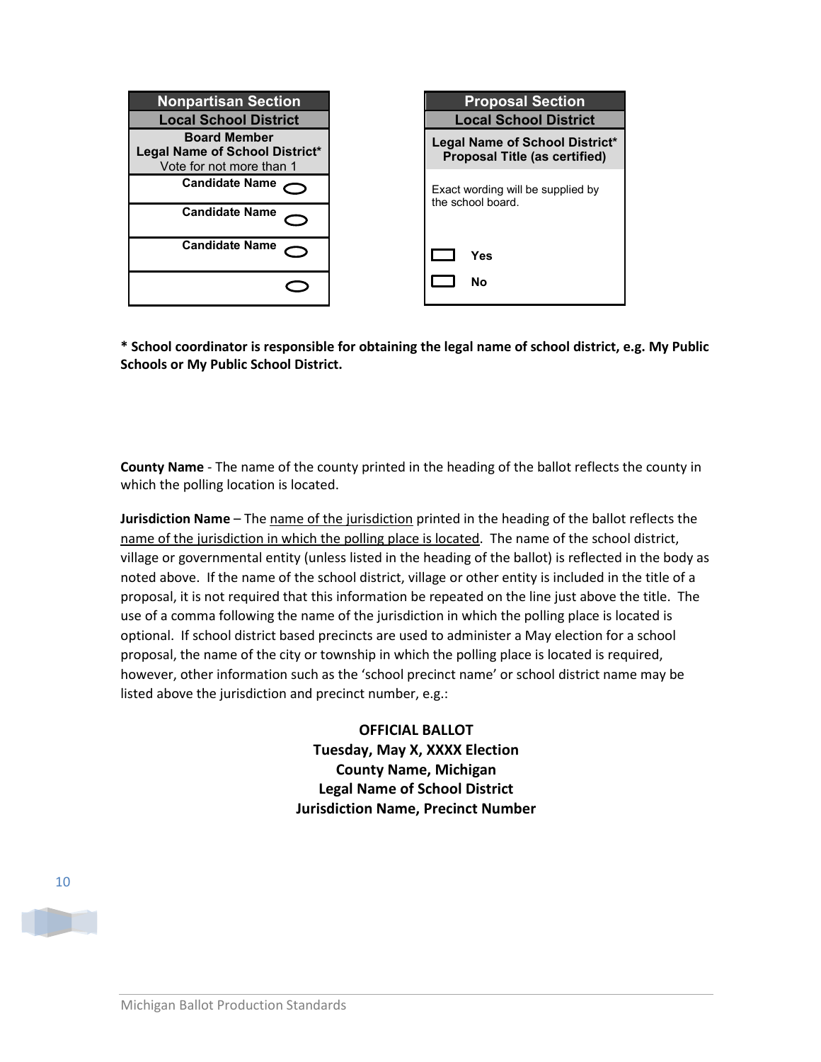| Nonpartisan Section |
|---|
| **Local School District** |
| **Board Member**<br>**Legal Name of School District***<br>Vote for not more than 1 |
| **Candidate Name** ⬭ |
| **Candidate Name** ⬭ |
| **Candidate Name** ⬭ |
| ⬭ |

| Proposal Section |
|---|
| **Local School District** |
| **Legal Name of School District***<br>**Proposal Title (as certified)** |
| Exact wording will be supplied by the school board. |
| ▭ **Yes** |
| ▭ **No** |

**\* School coordinator is responsible for obtaining the legal name of school district, e.g. My Public Schools or My Public School District.**

**County Name** - The name of the county printed in the heading of the ballot reflects the county in which the polling location is located.

**Jurisdiction Name** – The <u>name of the jurisdiction</u> printed in the heading of the ballot reflects the <u>name of the jurisdiction in which the polling place is located</u>. The name of the school district, village or governmental entity (unless listed in the heading of the ballot) is reflected in the body as noted above. If the name of the school district, village or other entity is included in the title of a proposal, it is not required that this information be repeated on the line just above the title. The use of a comma following the name of the jurisdiction in which the polling place is located is optional. If school district based precincts are used to administer a May election for a school proposal, the name of the city or township in which the polling place is located is required, however, other information such as the 'school precinct name' or school district name may be listed above the jurisdiction and precinct number, e.g.:

**OFFICIAL BALLOT**
**Tuesday, May X, XXXX Election**
**County Name, Michigan**
**Legal Name of School District**
**Jurisdiction Name, Precinct Number**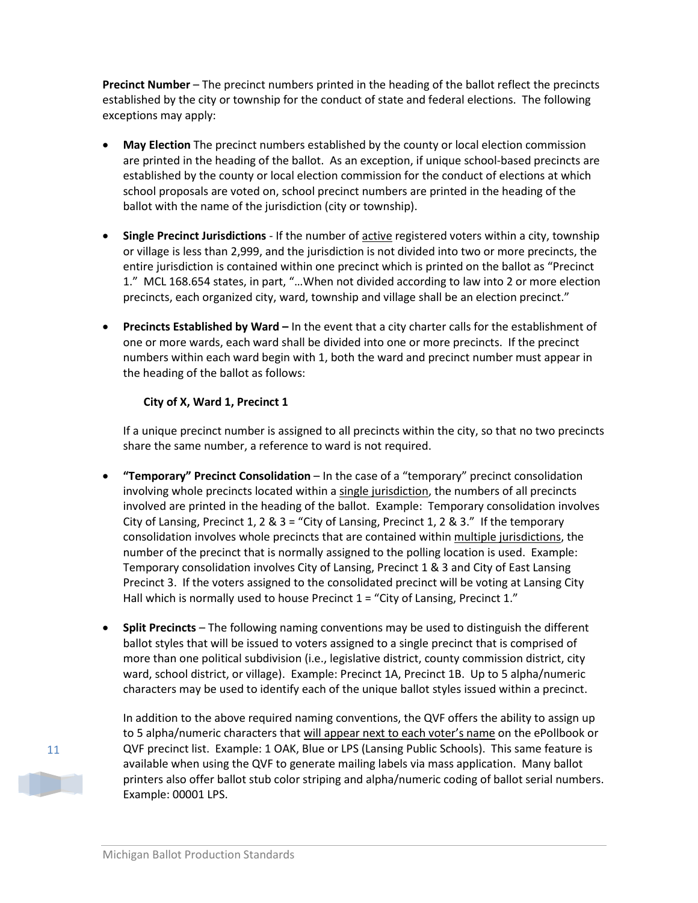**Precinct Number** – The precinct numbers printed in the heading of the ballot reflect the precincts established by the city or township for the conduct of state and federal elections. The following exceptions may apply:

- **May Election** The precinct numbers established by the county or local election commission are printed in the heading of the ballot. As an exception, if unique school-based precincts are established by the county or local election commission for the conduct of elections at which school proposals are voted on, school precinct numbers are printed in the heading of the ballot with the name of the jurisdiction (city or township).

- **Single Precinct Jurisdictions** - If the number of active registered voters within a city, township or village is less than 2,999, and the jurisdiction is not divided into two or more precincts, the entire jurisdiction is contained within one precinct which is printed on the ballot as "Precinct 1." MCL 168.654 states, in part, "…When not divided according to law into 2 or more election precincts, each organized city, ward, township and village shall be an election precinct."

- **Precincts Established by Ward –** In the event that a city charter calls for the establishment of one or more wards, each ward shall be divided into one or more precincts. If the precinct numbers within each ward begin with 1, both the ward and precinct number must appear in the heading of the ballot as follows:

  **City of X, Ward 1, Precinct 1**

  If a unique precinct number is assigned to all precincts within the city, so that no two precincts share the same number, a reference to ward is not required.

- **"Temporary" Precinct Consolidation** – In the case of a "temporary" precinct consolidation involving whole precincts located within a single jurisdiction, the numbers of all precincts involved are printed in the heading of the ballot. Example: Temporary consolidation involves City of Lansing, Precinct 1, 2 & 3 = "City of Lansing, Precinct 1, 2 & 3." If the temporary consolidation involves whole precincts that are contained within multiple jurisdictions, the number of the precinct that is normally assigned to the polling location is used. Example: Temporary consolidation involves City of Lansing, Precinct 1 & 3 and City of East Lansing Precinct 3. If the voters assigned to the consolidated precinct will be voting at Lansing City Hall which is normally used to house Precinct 1 = "City of Lansing, Precinct 1."

- **Split Precincts** – The following naming conventions may be used to distinguish the different ballot styles that will be issued to voters assigned to a single precinct that is comprised of more than one political subdivision (i.e., legislative district, county commission district, city ward, school district, or village). Example: Precinct 1A, Precinct 1B. Up to 5 alpha/numeric characters may be used to identify each of the unique ballot styles issued within a precinct.

  In addition to the above required naming conventions, the QVF offers the ability to assign up to 5 alpha/numeric characters that will appear next to each voter's name on the ePollbook or QVF precinct list. Example: 1 OAK, Blue or LPS (Lansing Public Schools). This same feature is available when using the QVF to generate mailing labels via mass application. Many ballot printers also offer ballot stub color striping and alpha/numeric coding of ballot serial numbers. Example: 00001 LPS.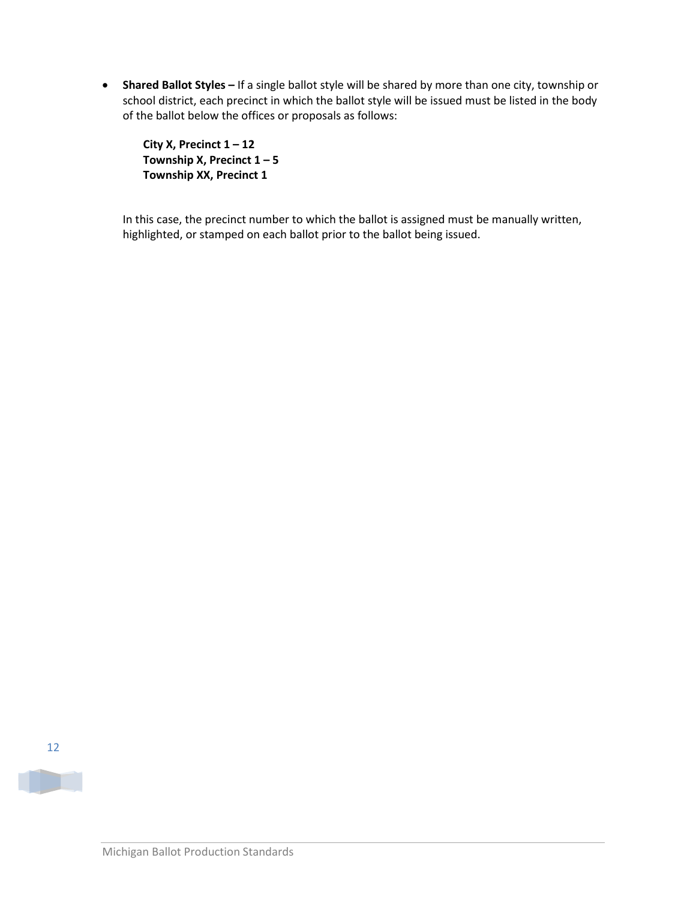- **Shared Ballot Styles –** If a single ballot style will be shared by more than one city, township or school district, each precinct in which the ballot style will be issued must be listed in the body of the ballot below the offices or proposals as follows:

  **City X, Precinct 1 – 12**
  **Township X, Precinct 1 – 5**
  **Township XX, Precinct 1**

  In this case, the precinct number to which the ballot is assigned must be manually written, highlighted, or stamped on each ballot prior to the ballot being issued.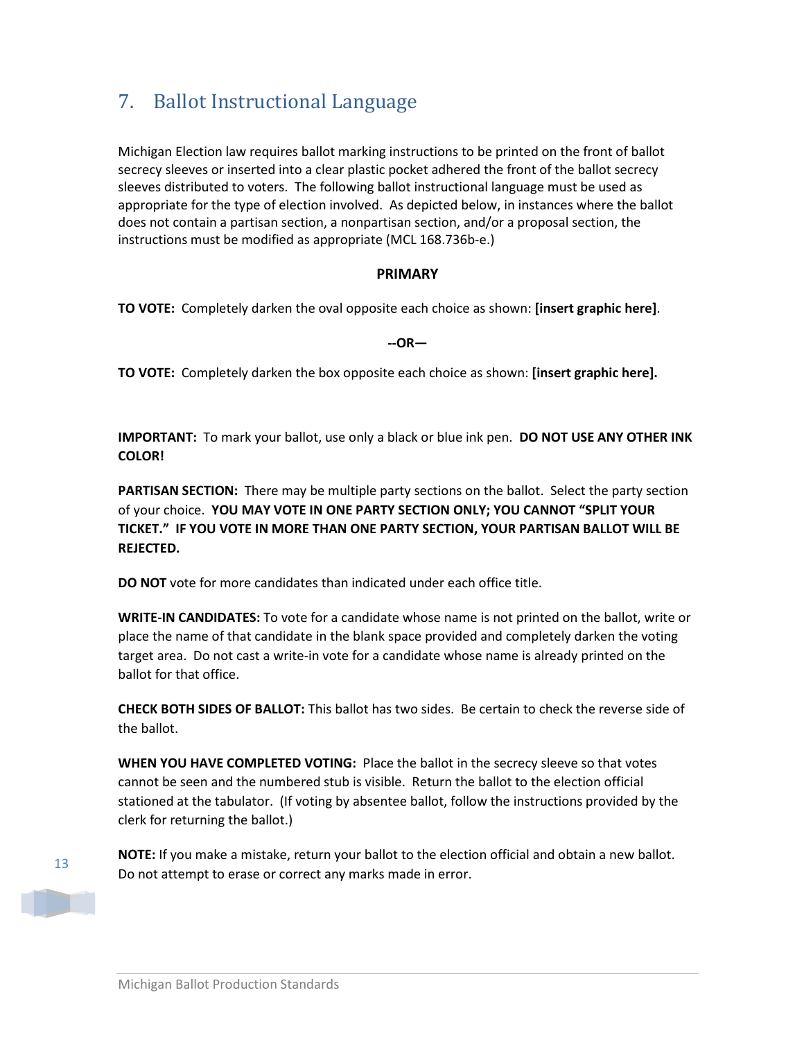## 7. Ballot Instructional Language

Michigan Election law requires ballot marking instructions to be printed on the front of ballot secrecy sleeves or inserted into a clear plastic pocket adhered the front of the ballot secrecy sleeves distributed to voters. The following ballot instructional language must be used as appropriate for the type of election involved. As depicted below, in instances where the ballot does not contain a partisan section, a nonpartisan section, and/or a proposal section, the instructions must be modified as appropriate (MCL 168.736b-e.)

**PRIMARY**

**TO VOTE:** Completely darken the oval opposite each choice as shown: **[insert graphic here]**.

**--OR—**

**TO VOTE:** Completely darken the box opposite each choice as shown: **[insert graphic here].**

**IMPORTANT:** To mark your ballot, use only a black or blue ink pen. **DO NOT USE ANY OTHER INK COLOR!**

**PARTISAN SECTION:** There may be multiple party sections on the ballot. Select the party section of your choice. **YOU MAY VOTE IN ONE PARTY SECTION ONLY; YOU CANNOT "SPLIT YOUR TICKET." IF YOU VOTE IN MORE THAN ONE PARTY SECTION, YOUR PARTISAN BALLOT WILL BE REJECTED.**

**DO NOT** vote for more candidates than indicated under each office title.

**WRITE-IN CANDIDATES:** To vote for a candidate whose name is not printed on the ballot, write or place the name of that candidate in the blank space provided and completely darken the voting target area. Do not cast a write-in vote for a candidate whose name is already printed on the ballot for that office.

**CHECK BOTH SIDES OF BALLOT:** This ballot has two sides. Be certain to check the reverse side of the ballot.

**WHEN YOU HAVE COMPLETED VOTING:** Place the ballot in the secrecy sleeve so that votes cannot be seen and the numbered stub is visible. Return the ballot to the election official stationed at the tabulator. (If voting by absentee ballot, follow the instructions provided by the clerk for returning the ballot.)

**NOTE:** If you make a mistake, return your ballot to the election official and obtain a new ballot. Do not attempt to erase or correct any marks made in error.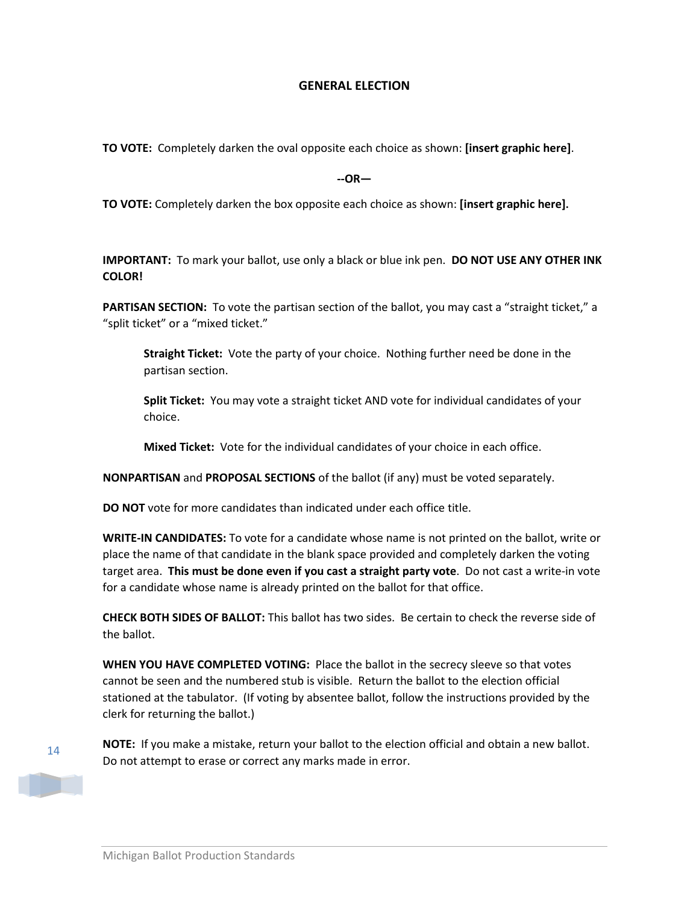## GENERAL ELECTION

**TO VOTE:** Completely darken the oval opposite each choice as shown: **[insert graphic here]**.

**--OR—**

**TO VOTE:** Completely darken the box opposite each choice as shown: **[insert graphic here].**

**IMPORTANT:** To mark your ballot, use only a black or blue ink pen. **DO NOT USE ANY OTHER INK COLOR!**

**PARTISAN SECTION:** To vote the partisan section of the ballot, you may cast a "straight ticket," a "split ticket" or a "mixed ticket."

> **Straight Ticket:** Vote the party of your choice. Nothing further need be done in the partisan section.
>
> **Split Ticket:** You may vote a straight ticket AND vote for individual candidates of your choice.
>
> **Mixed Ticket:** Vote for the individual candidates of your choice in each office.

**NONPARTISAN** and **PROPOSAL SECTIONS** of the ballot (if any) must be voted separately.

**DO NOT** vote for more candidates than indicated under each office title.

**WRITE-IN CANDIDATES:** To vote for a candidate whose name is not printed on the ballot, write or place the name of that candidate in the blank space provided and completely darken the voting target area. **This must be done even if you cast a straight party vote**. Do not cast a write-in vote for a candidate whose name is already printed on the ballot for that office.

**CHECK BOTH SIDES OF BALLOT:** This ballot has two sides. Be certain to check the reverse side of the ballot.

**WHEN YOU HAVE COMPLETED VOTING:** Place the ballot in the secrecy sleeve so that votes cannot be seen and the numbered stub is visible. Return the ballot to the election official stationed at the tabulator. (If voting by absentee ballot, follow the instructions provided by the clerk for returning the ballot.)

**NOTE:** If you make a mistake, return your ballot to the election official and obtain a new ballot. Do not attempt to erase or correct any marks made in error.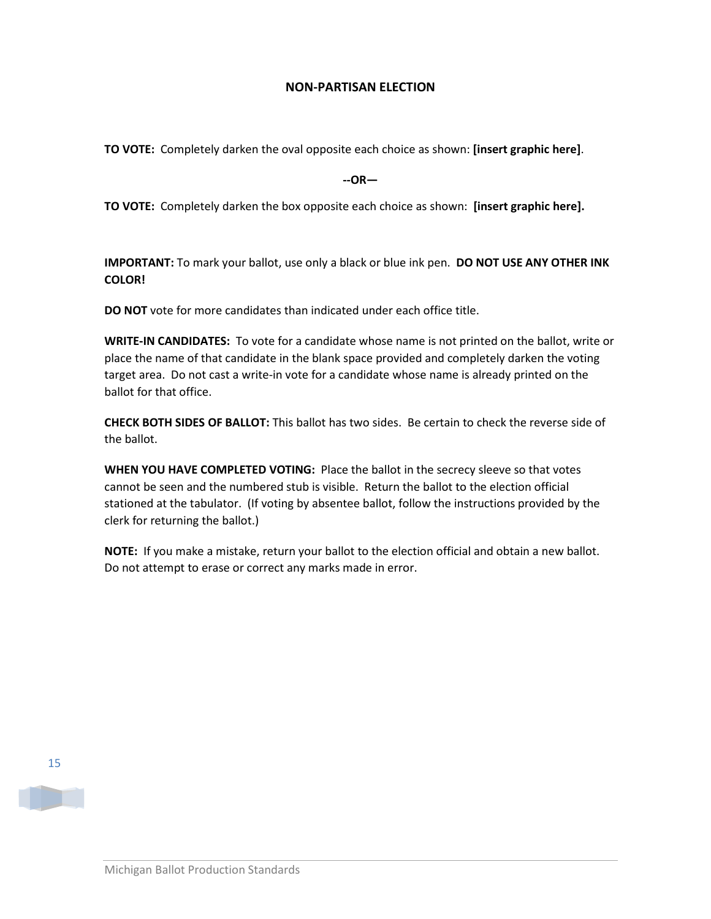**NON-PARTISAN ELECTION**

**TO VOTE:** Completely darken the oval opposite each choice as shown: **[insert graphic here]**.

**--OR—**

**TO VOTE:** Completely darken the box opposite each choice as shown: **[insert graphic here].**

**IMPORTANT:** To mark your ballot, use only a black or blue ink pen. **DO NOT USE ANY OTHER INK COLOR!**

**DO NOT** vote for more candidates than indicated under each office title.

**WRITE-IN CANDIDATES:** To vote for a candidate whose name is not printed on the ballot, write or place the name of that candidate in the blank space provided and completely darken the voting target area. Do not cast a write-in vote for a candidate whose name is already printed on the ballot for that office.

**CHECK BOTH SIDES OF BALLOT:** This ballot has two sides. Be certain to check the reverse side of the ballot.

**WHEN YOU HAVE COMPLETED VOTING:** Place the ballot in the secrecy sleeve so that votes cannot be seen and the numbered stub is visible. Return the ballot to the election official stationed at the tabulator. (If voting by absentee ballot, follow the instructions provided by the clerk for returning the ballot.)

**NOTE:** If you make a mistake, return your ballot to the election official and obtain a new ballot. Do not attempt to erase or correct any marks made in error.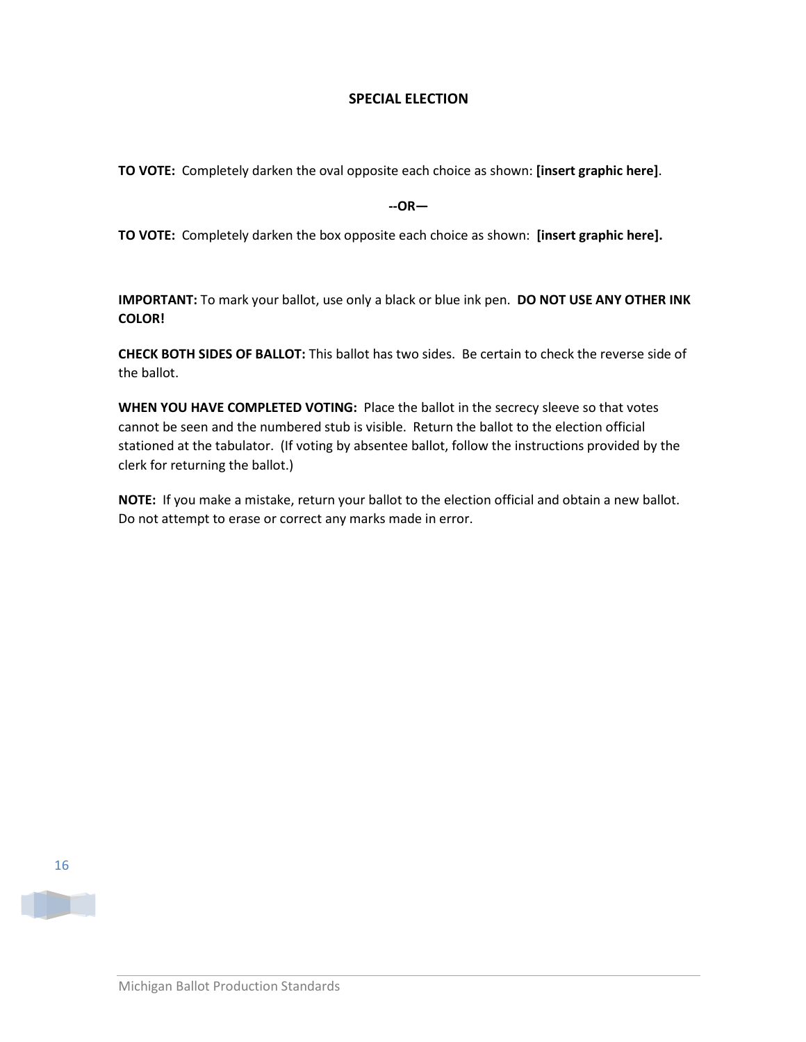**SPECIAL ELECTION**

**TO VOTE:** Completely darken the oval opposite each choice as shown: **[insert graphic here]**.

**--OR—**

**TO VOTE:** Completely darken the box opposite each choice as shown: **[insert graphic here].**

**IMPORTANT:** To mark your ballot, use only a black or blue ink pen. **DO NOT USE ANY OTHER INK COLOR!**

**CHECK BOTH SIDES OF BALLOT:** This ballot has two sides. Be certain to check the reverse side of the ballot.

**WHEN YOU HAVE COMPLETED VOTING:** Place the ballot in the secrecy sleeve so that votes cannot be seen and the numbered stub is visible. Return the ballot to the election official stationed at the tabulator. (If voting by absentee ballot, follow the instructions provided by the clerk for returning the ballot.)

**NOTE:** If you make a mistake, return your ballot to the election official and obtain a new ballot. Do not attempt to erase or correct any marks made in error.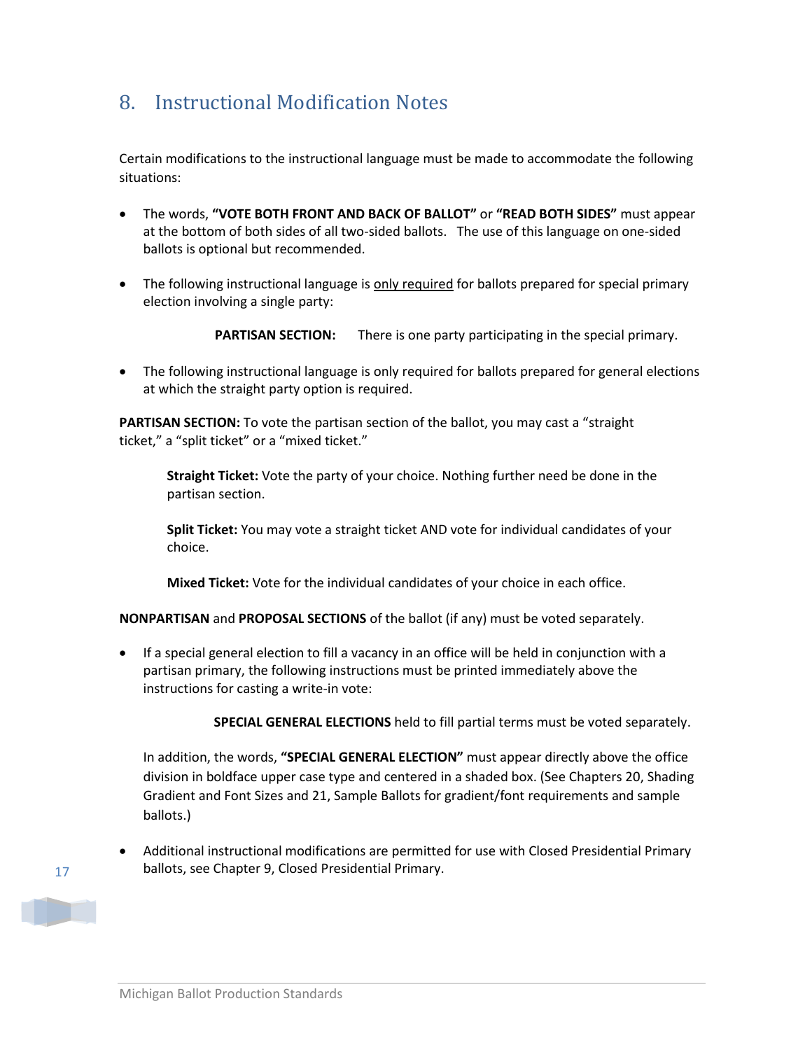## 8. Instructional Modification Notes

Certain modifications to the instructional language must be made to accommodate the following situations:

- The words, **"VOTE BOTH FRONT AND BACK OF BALLOT"** or **"READ BOTH SIDES"** must appear at the bottom of both sides of all two-sided ballots. The use of this language on one-sided ballots is optional but recommended.

- The following instructional language is <u>only required</u> for ballots prepared for special primary election involving a single party:

  **PARTISAN SECTION:** There is one party participating in the special primary.

- The following instructional language is only required for ballots prepared for general elections at which the straight party option is required.

**PARTISAN SECTION:** To vote the partisan section of the ballot, you may cast a "straight ticket," a "split ticket" or a "mixed ticket."

> **Straight Ticket:** Vote the party of your choice. Nothing further need be done in the partisan section.
>
> **Split Ticket:** You may vote a straight ticket AND vote for individual candidates of your choice.
>
> **Mixed Ticket:** Vote for the individual candidates of your choice in each office.

**NONPARTISAN** and **PROPOSAL SECTIONS** of the ballot (if any) must be voted separately.

- If a special general election to fill a vacancy in an office will be held in conjunction with a partisan primary, the following instructions must be printed immediately above the instructions for casting a write-in vote:

  **SPECIAL GENERAL ELECTIONS** held to fill partial terms must be voted separately.

  In addition, the words, **"SPECIAL GENERAL ELECTION"** must appear directly above the office division in boldface upper case type and centered in a shaded box. (See Chapters 20, Shading Gradient and Font Sizes and 21, Sample Ballots for gradient/font requirements and sample ballots.)

- Additional instructional modifications are permitted for use with Closed Presidential Primary ballots, see Chapter 9, Closed Presidential Primary.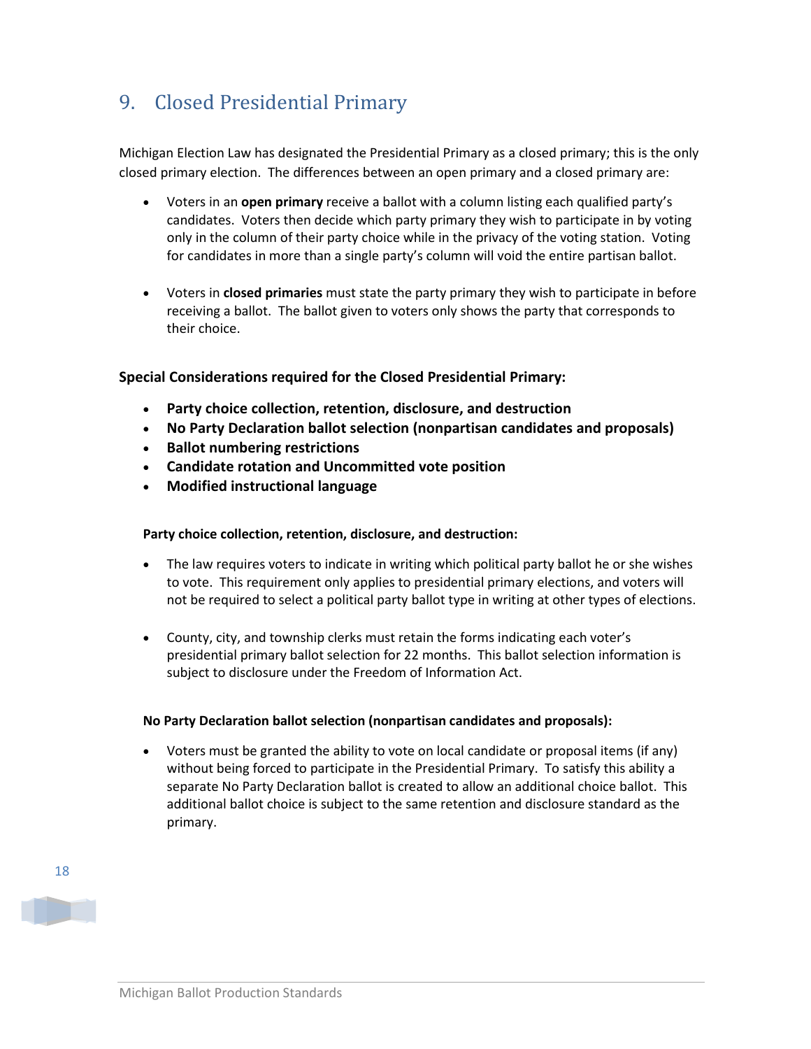## 9. Closed Presidential Primary

Michigan Election Law has designated the Presidential Primary as a closed primary; this is the only closed primary election. The differences between an open primary and a closed primary are:

- Voters in an **open primary** receive a ballot with a column listing each qualified party's candidates. Voters then decide which party primary they wish to participate in by voting only in the column of their party choice while in the privacy of the voting station. Voting for candidates in more than a single party's column will void the entire partisan ballot.

- Voters in **closed primaries** must state the party primary they wish to participate in before receiving a ballot. The ballot given to voters only shows the party that corresponds to their choice.

**Special Considerations required for the Closed Presidential Primary:**

- **Party choice collection, retention, disclosure, and destruction**
- **No Party Declaration ballot selection (nonpartisan candidates and proposals)**
- **Ballot numbering restrictions**
- **Candidate rotation and Uncommitted vote position**
- **Modified instructional language**

**Party choice collection, retention, disclosure, and destruction:**

- The law requires voters to indicate in writing which political party ballot he or she wishes to vote. This requirement only applies to presidential primary elections, and voters will not be required to select a political party ballot type in writing at other types of elections.

- County, city, and township clerks must retain the forms indicating each voter's presidential primary ballot selection for 22 months. This ballot selection information is subject to disclosure under the Freedom of Information Act.

**No Party Declaration ballot selection (nonpartisan candidates and proposals):**

- Voters must be granted the ability to vote on local candidate or proposal items (if any) without being forced to participate in the Presidential Primary. To satisfy this ability a separate No Party Declaration ballot is created to allow an additional choice ballot. This additional ballot choice is subject to the same retention and disclosure standard as the primary.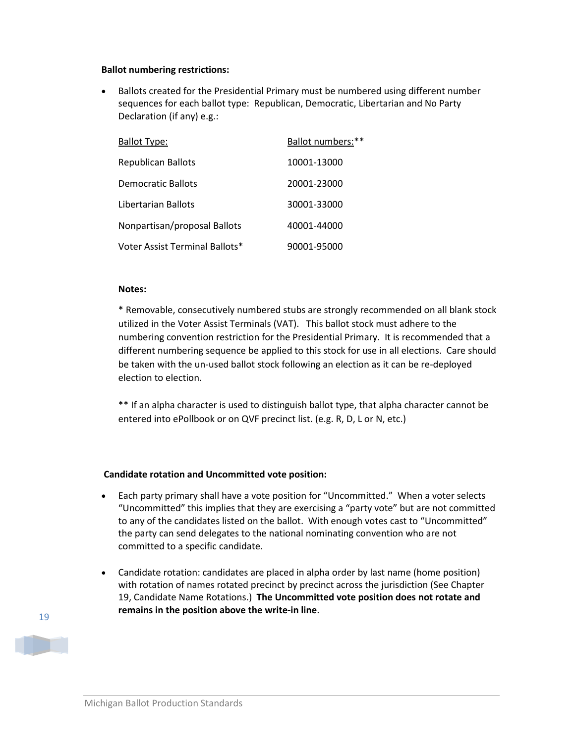**Ballot numbering restrictions:**

- Ballots created for the Presidential Primary must be numbered using different number sequences for each ballot type: Republican, Democratic, Libertarian and No Party Declaration (if any) e.g.:

| Ballot Type: | Ballot numbers:** |
|---|---|
| Republican Ballots | 10001-13000 |
| Democratic Ballots | 20001-23000 |
| Libertarian Ballots | 30001-33000 |
| Nonpartisan/proposal Ballots | 40001-44000 |
| Voter Assist Terminal Ballots* | 90001-95000 |

**Notes:**

* Removable, consecutively numbered stubs are strongly recommended on all blank stock utilized in the Voter Assist Terminals (VAT). This ballot stock must adhere to the numbering convention restriction for the Presidential Primary. It is recommended that a different numbering sequence be applied to this stock for use in all elections. Care should be taken with the un-used ballot stock following an election as it can be re-deployed election to election.

** If an alpha character is used to distinguish ballot type, that alpha character cannot be entered into ePollbook or on QVF precinct list. (e.g. R, D, L or N, etc.)

**Candidate rotation and Uncommitted vote position:**

- Each party primary shall have a vote position for "Uncommitted." When a voter selects "Uncommitted" this implies that they are exercising a "party vote" but are not committed to any of the candidates listed on the ballot. With enough votes cast to "Uncommitted" the party can send delegates to the national nominating convention who are not committed to a specific candidate.

- Candidate rotation: candidates are placed in alpha order by last name (home position) with rotation of names rotated precinct by precinct across the jurisdiction (See Chapter 19, Candidate Name Rotations.) **The Uncommitted vote position does not rotate and remains in the position above the write-in line**.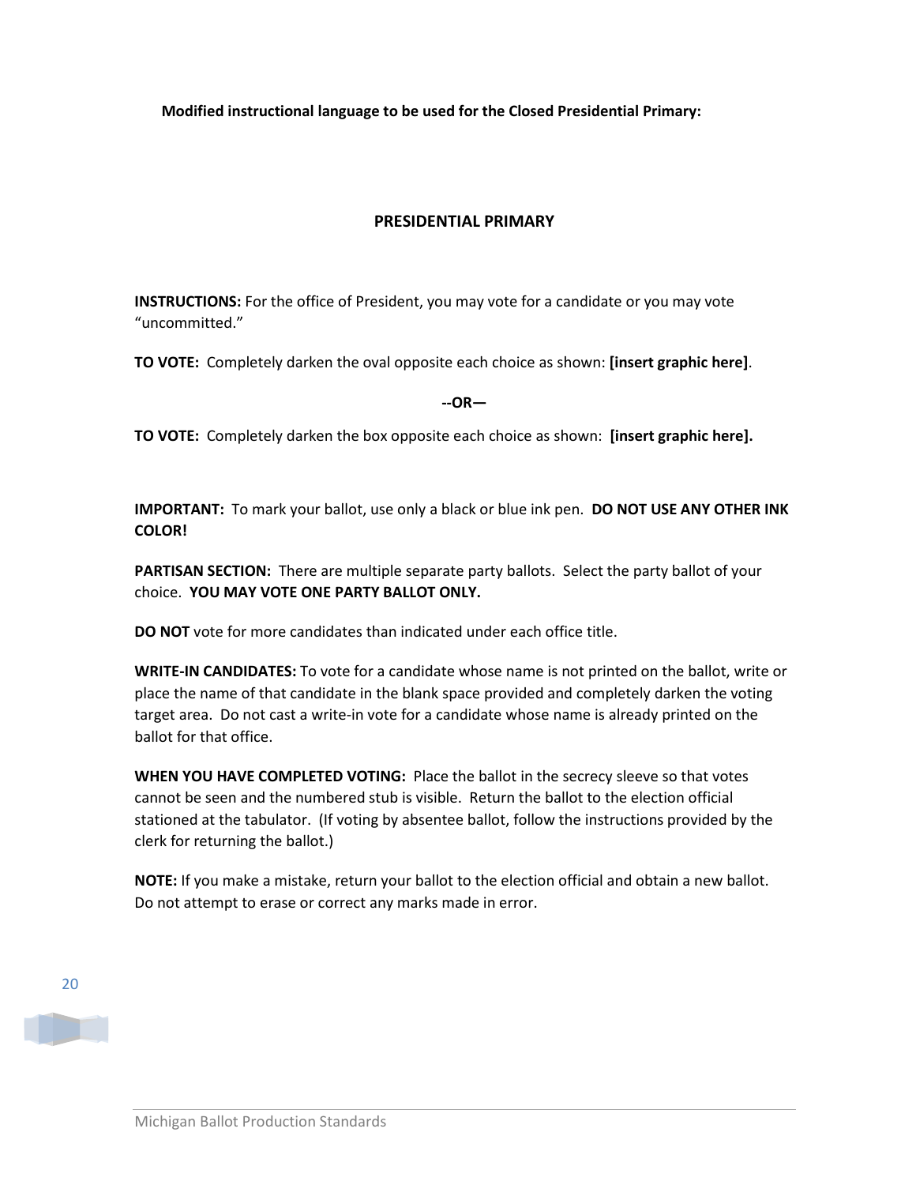**Modified instructional language to be used for the Closed Presidential Primary:**

## PRESIDENTIAL PRIMARY

**INSTRUCTIONS:** For the office of President, you may vote for a candidate or you may vote "uncommitted."

**TO VOTE:** Completely darken the oval opposite each choice as shown: **[insert graphic here]**.

**--OR—**

**TO VOTE:** Completely darken the box opposite each choice as shown: **[insert graphic here].**

**IMPORTANT:** To mark your ballot, use only a black or blue ink pen. **DO NOT USE ANY OTHER INK COLOR!**

**PARTISAN SECTION:** There are multiple separate party ballots. Select the party ballot of your choice. **YOU MAY VOTE ONE PARTY BALLOT ONLY.**

**DO NOT** vote for more candidates than indicated under each office title.

**WRITE-IN CANDIDATES:** To vote for a candidate whose name is not printed on the ballot, write or place the name of that candidate in the blank space provided and completely darken the voting target area. Do not cast a write-in vote for a candidate whose name is already printed on the ballot for that office.

**WHEN YOU HAVE COMPLETED VOTING:** Place the ballot in the secrecy sleeve so that votes cannot be seen and the numbered stub is visible. Return the ballot to the election official stationed at the tabulator. (If voting by absentee ballot, follow the instructions provided by the clerk for returning the ballot.)

**NOTE:** If you make a mistake, return your ballot to the election official and obtain a new ballot. Do not attempt to erase or correct any marks made in error.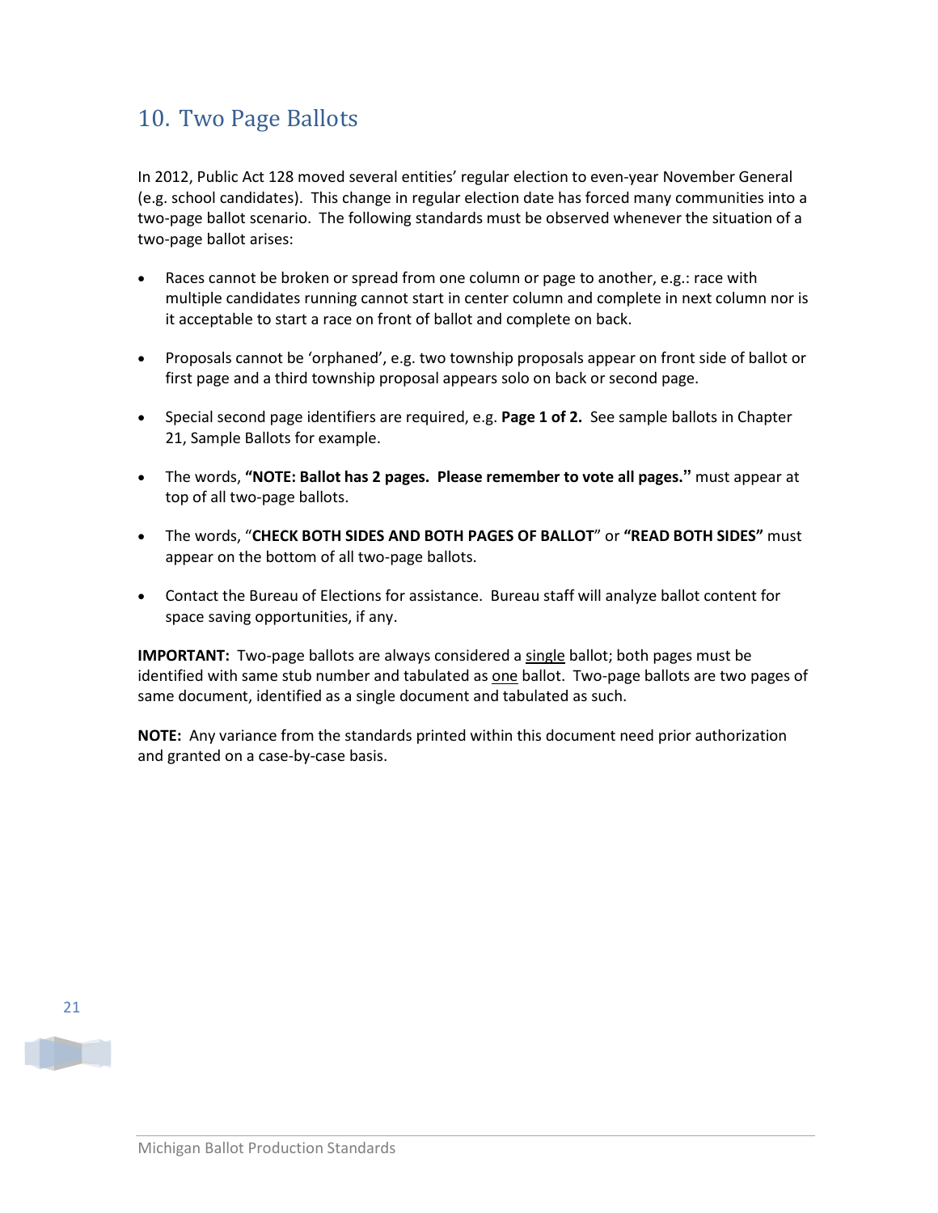## 10. Two Page Ballots

In 2012, Public Act 128 moved several entities' regular election to even-year November General (e.g. school candidates). This change in regular election date has forced many communities into a two-page ballot scenario. The following standards must be observed whenever the situation of a two-page ballot arises:

- Races cannot be broken or spread from one column or page to another, e.g.: race with multiple candidates running cannot start in center column and complete in next column nor is it acceptable to start a race on front of ballot and complete on back.
- Proposals cannot be 'orphaned', e.g. two township proposals appear on front side of ballot or first page and a third township proposal appears solo on back or second page.
- Special second page identifiers are required, e.g. **Page 1 of 2.** See sample ballots in Chapter 21, Sample Ballots for example.
- The words, **"NOTE: Ballot has 2 pages. Please remember to vote all pages."** must appear at top of all two-page ballots.
- The words, "**CHECK BOTH SIDES AND BOTH PAGES OF BALLOT**" or **"READ BOTH SIDES"** must appear on the bottom of all two-page ballots.
- Contact the Bureau of Elections for assistance. Bureau staff will analyze ballot content for space saving opportunities, if any.

**IMPORTANT:** Two-page ballots are always considered a single ballot; both pages must be identified with same stub number and tabulated as one ballot. Two-page ballots are two pages of same document, identified as a single document and tabulated as such.

**NOTE:** Any variance from the standards printed within this document need prior authorization and granted on a case-by-case basis.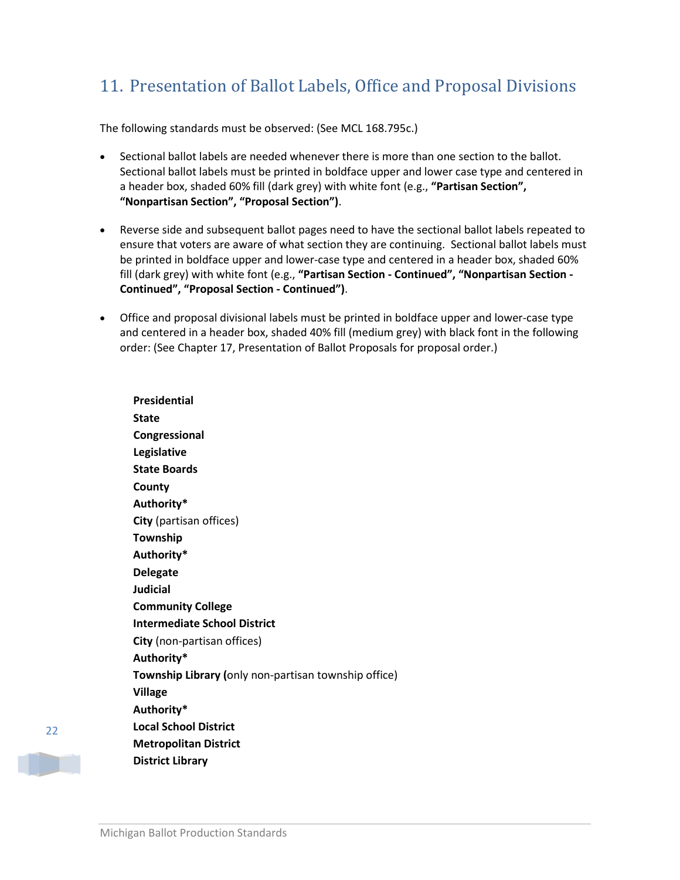## 11. Presentation of Ballot Labels, Office and Proposal Divisions

The following standards must be observed: (See MCL 168.795c.)

- Sectional ballot labels are needed whenever there is more than one section to the ballot. Sectional ballot labels must be printed in boldface upper and lower case type and centered in a header box, shaded 60% fill (dark grey) with white font (e.g., **"Partisan Section", "Nonpartisan Section", "Proposal Section")**.

- Reverse side and subsequent ballot pages need to have the sectional ballot labels repeated to ensure that voters are aware of what section they are continuing. Sectional ballot labels must be printed in boldface upper and lower-case type and centered in a header box, shaded 60% fill (dark grey) with white font (e.g., **"Partisan Section - Continued", "Nonpartisan Section - Continued", "Proposal Section - Continued")**.

- Office and proposal divisional labels must be printed in boldface upper and lower-case type and centered in a header box, shaded 40% fill (medium grey) with black font in the following order: (See Chapter 17, Presentation of Ballot Proposals for proposal order.)

**Presidential**
**State**
**Congressional**
**Legislative**
**State Boards**
**County**
**Authority***
**City** (partisan offices)
**Township**
**Authority***
**Delegate**
**Judicial**
**Community College**
**Intermediate School District**
**City** (non-partisan offices)
**Authority***
**Township Library (**only non-partisan township office)
**Village**
**Authority***
**Local School District**
**Metropolitan District**
**District Library**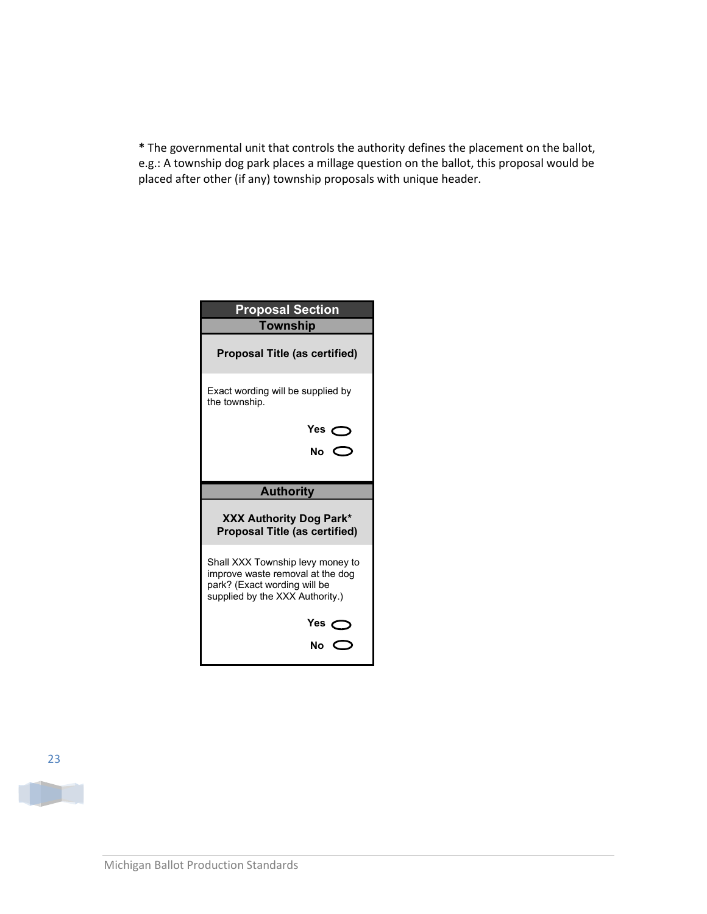**\*** The governmental unit that controls the authority defines the placement on the ballot, e.g.: A township dog park places a millage question on the ballot, this proposal would be placed after other (if any) township proposals with unique header.

| **Proposal Section** |
|---|
| **Township** |
| **Proposal Title (as certified)** |
| Exact wording will be supplied by the township. |
| **Yes** ⬭ |
| **No** ⬭ |
| **Authority** |
| **XXX Authority Dog Park\*** **Proposal Title (as certified)** |
| Shall XXX Township levy money to improve waste removal at the dog park? (Exact wording will be supplied by the XXX Authority.) |
| **Yes** ⬭ |
| **No** ⬭ |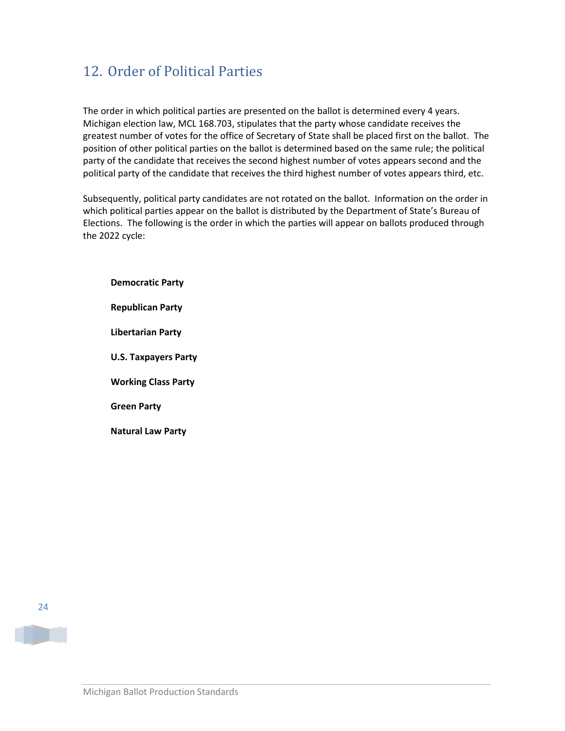## 12. Order of Political Parties

The order in which political parties are presented on the ballot is determined every 4 years. Michigan election law, MCL 168.703, stipulates that the party whose candidate receives the greatest number of votes for the office of Secretary of State shall be placed first on the ballot. The position of other political parties on the ballot is determined based on the same rule; the political party of the candidate that receives the second highest number of votes appears second and the political party of the candidate that receives the third highest number of votes appears third, etc.

Subsequently, political party candidates are not rotated on the ballot. Information on the order in which political parties appear on the ballot is distributed by the Department of State's Bureau of Elections. The following is the order in which the parties will appear on ballots produced through the 2022 cycle:

**Democratic Party**

**Republican Party**

**Libertarian Party**

**U.S. Taxpayers Party**

**Working Class Party**

**Green Party**

**Natural Law Party**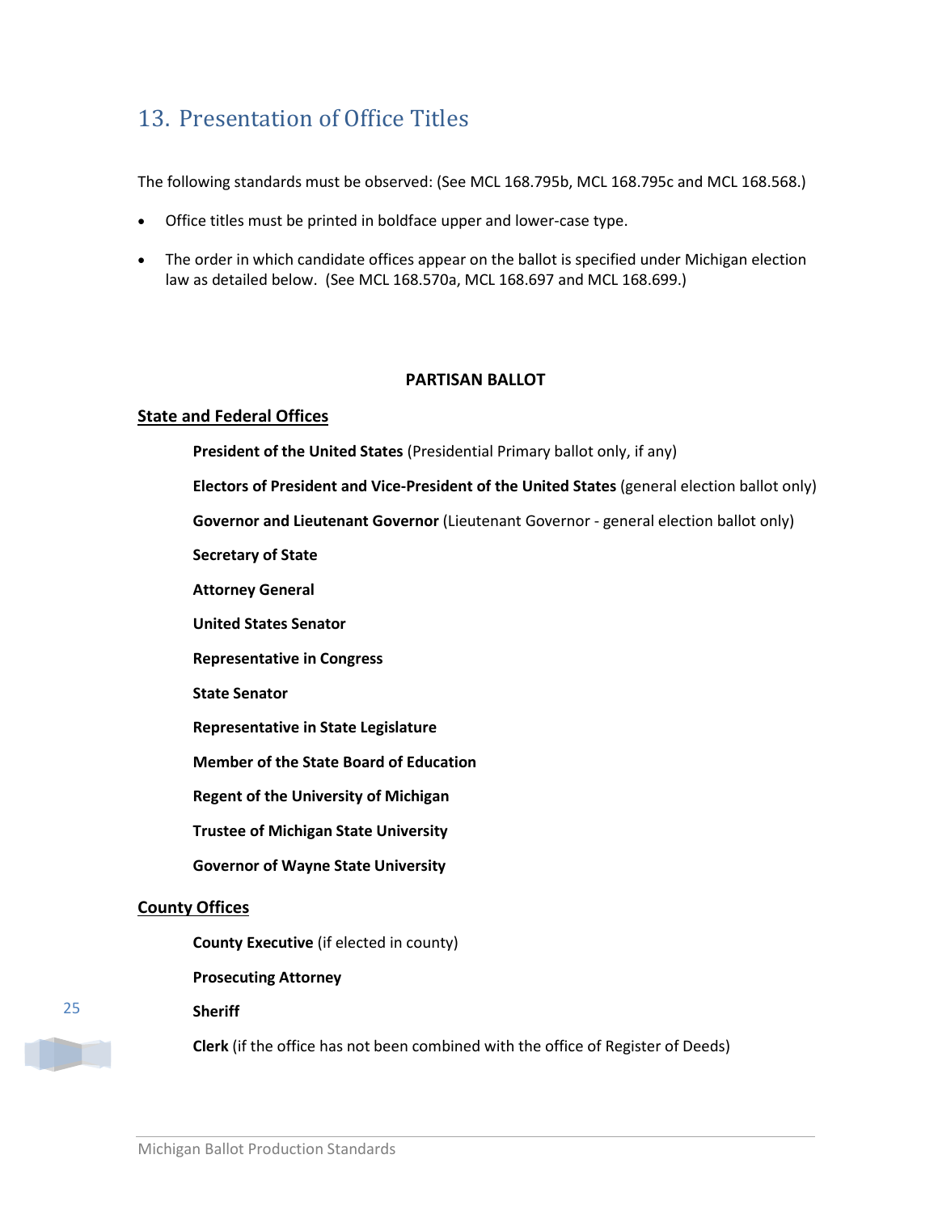## 13. Presentation of Office Titles

The following standards must be observed: (See MCL 168.795b, MCL 168.795c and MCL 168.568.)

- Office titles must be printed in boldface upper and lower-case type.
- The order in which candidate offices appear on the ballot is specified under Michigan election law as detailed below. (See MCL 168.570a, MCL 168.697 and MCL 168.699.)

**PARTISAN BALLOT**

**State and Federal Offices**

**President of the United States** (Presidential Primary ballot only, if any)

**Electors of President and Vice-President of the United States** (general election ballot only)

**Governor and Lieutenant Governor** (Lieutenant Governor - general election ballot only)

**Secretary of State**

**Attorney General**

**United States Senator**

**Representative in Congress**

**State Senator**

**Representative in State Legislature**

**Member of the State Board of Education**

**Regent of the University of Michigan**

**Trustee of Michigan State University**

**Governor of Wayne State University**

**County Offices**

**County Executive** (if elected in county)

**Prosecuting Attorney**

**Sheriff**

**Clerk** (if the office has not been combined with the office of Register of Deeds)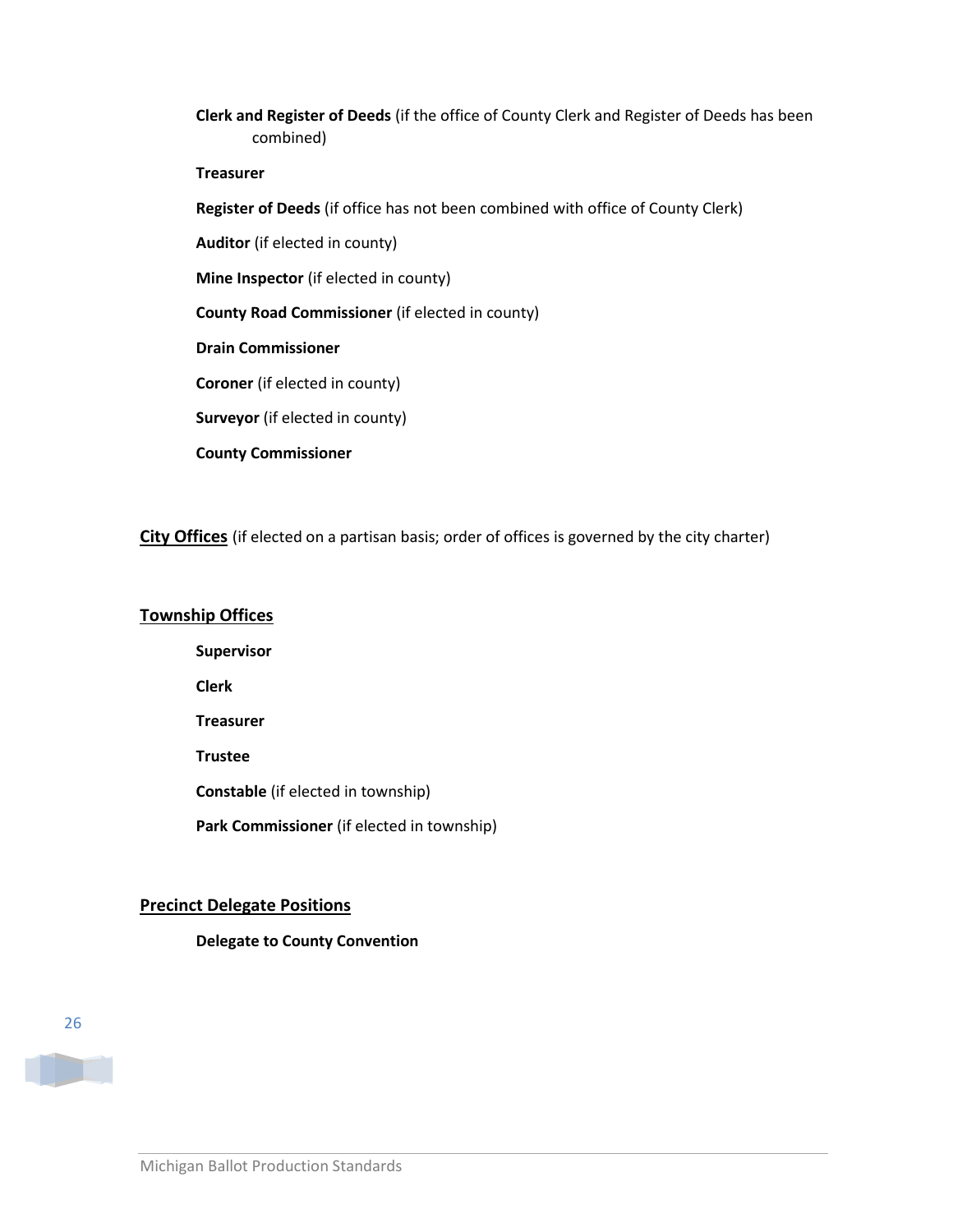**Clerk and Register of Deeds** (if the office of County Clerk and Register of Deeds has been combined)

**Treasurer**

**Register of Deeds** (if office has not been combined with office of County Clerk)

**Auditor** (if elected in county)

**Mine Inspector** (if elected in county)

**County Road Commissioner** (if elected in county)

**Drain Commissioner**

**Coroner** (if elected in county)

**Surveyor** (if elected in county)

**County Commissioner**

**City Offices** (if elected on a partisan basis; order of offices is governed by the city charter)

**Township Offices**

**Supervisor**

**Clerk**

**Treasurer**

**Trustee**

**Constable** (if elected in township)

**Park Commissioner** (if elected in township)

**Precinct Delegate Positions**

**Delegate to County Convention**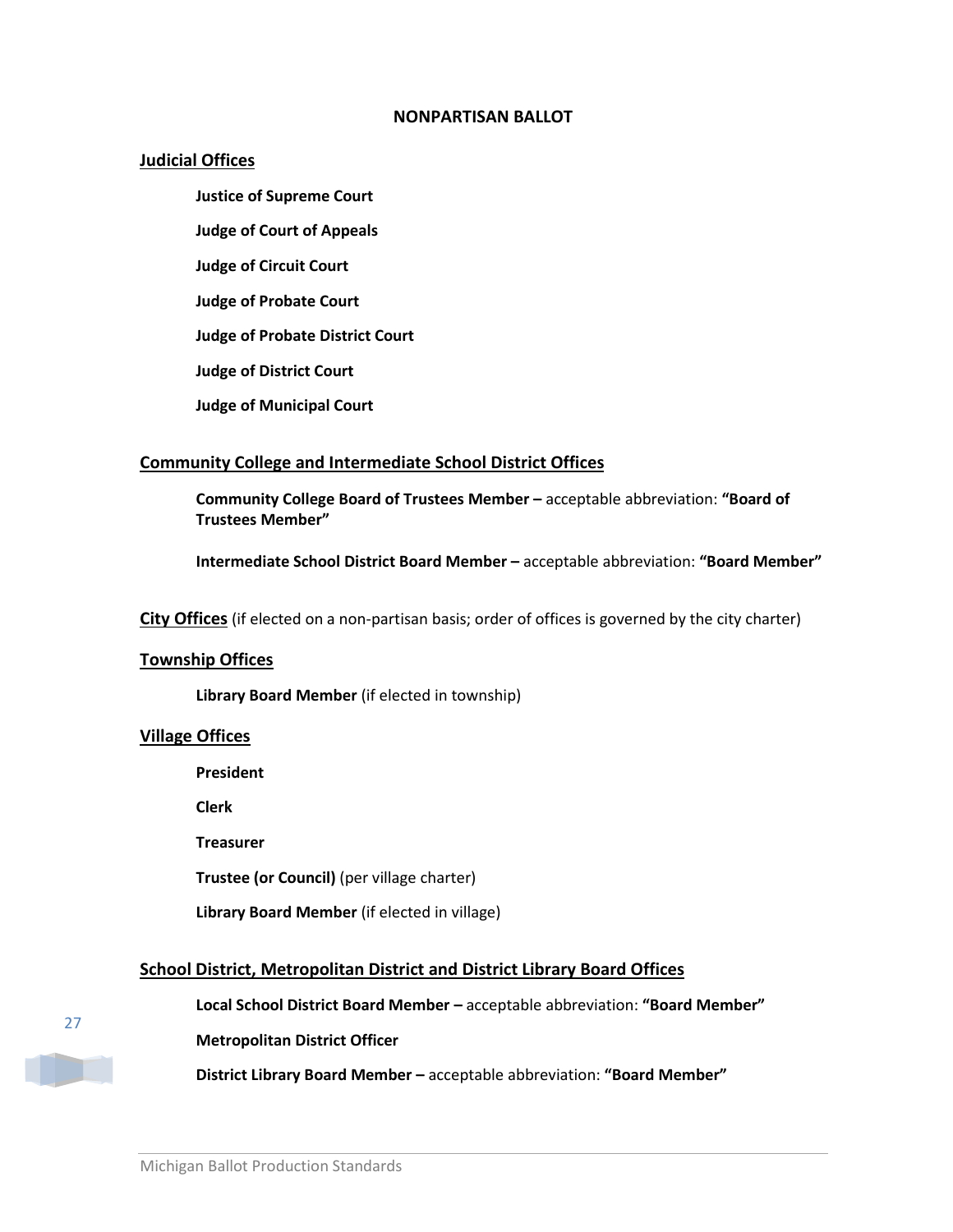## NONPARTISAN BALLOT

### Judicial Offices

**Justice of Supreme Court**

**Judge of Court of Appeals**

**Judge of Circuit Court**

**Judge of Probate Court**

**Judge of Probate District Court**

**Judge of District Court**

**Judge of Municipal Court**

### Community College and Intermediate School District Offices

**Community College Board of Trustees Member –** acceptable abbreviation: **"Board of Trustees Member"**

**Intermediate School District Board Member –** acceptable abbreviation: **"Board Member"**

### City Offices

(if elected on a non-partisan basis; order of offices is governed by the city charter)

### Township Offices

**Library Board Member** (if elected in township)

### Village Offices

**President**

**Clerk**

**Treasurer**

**Trustee (or Council)** (per village charter)

**Library Board Member** (if elected in village)

### School District, Metropolitan District and District Library Board Offices

**Local School District Board Member –** acceptable abbreviation: **"Board Member"**

**Metropolitan District Officer**

**District Library Board Member –** acceptable abbreviation: **"Board Member"**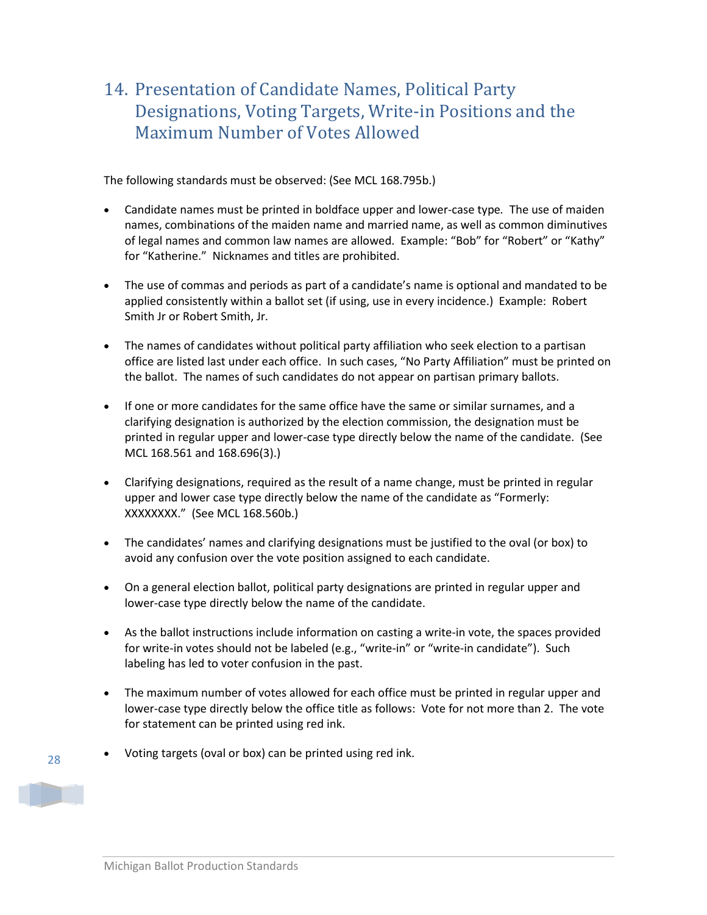## 14. Presentation of Candidate Names, Political Party Designations, Voting Targets, Write-in Positions and the Maximum Number of Votes Allowed

The following standards must be observed: (See MCL 168.795b.)

- Candidate names must be printed in boldface upper and lower-case type. The use of maiden names, combinations of the maiden name and married name, as well as common diminutives of legal names and common law names are allowed. Example: "Bob" for "Robert" or "Kathy" for "Katherine." Nicknames and titles are prohibited.

- The use of commas and periods as part of a candidate's name is optional and mandated to be applied consistently within a ballot set (if using, use in every incidence.) Example: Robert Smith Jr or Robert Smith, Jr.

- The names of candidates without political party affiliation who seek election to a partisan office are listed last under each office. In such cases, "No Party Affiliation" must be printed on the ballot. The names of such candidates do not appear on partisan primary ballots.

- If one or more candidates for the same office have the same or similar surnames, and a clarifying designation is authorized by the election commission, the designation must be printed in regular upper and lower-case type directly below the name of the candidate. (See MCL 168.561 and 168.696(3).)

- Clarifying designations, required as the result of a name change, must be printed in regular upper and lower case type directly below the name of the candidate as "Formerly: XXXXXXXX." (See MCL 168.560b.)

- The candidates' names and clarifying designations must be justified to the oval (or box) to avoid any confusion over the vote position assigned to each candidate.

- On a general election ballot, political party designations are printed in regular upper and lower-case type directly below the name of the candidate.

- As the ballot instructions include information on casting a write-in vote, the spaces provided for write-in votes should not be labeled (e.g., "write-in" or "write-in candidate"). Such labeling has led to voter confusion in the past.

- The maximum number of votes allowed for each office must be printed in regular upper and lower-case type directly below the office title as follows: Vote for not more than 2. The vote for statement can be printed using red ink.

- Voting targets (oval or box) can be printed using red ink.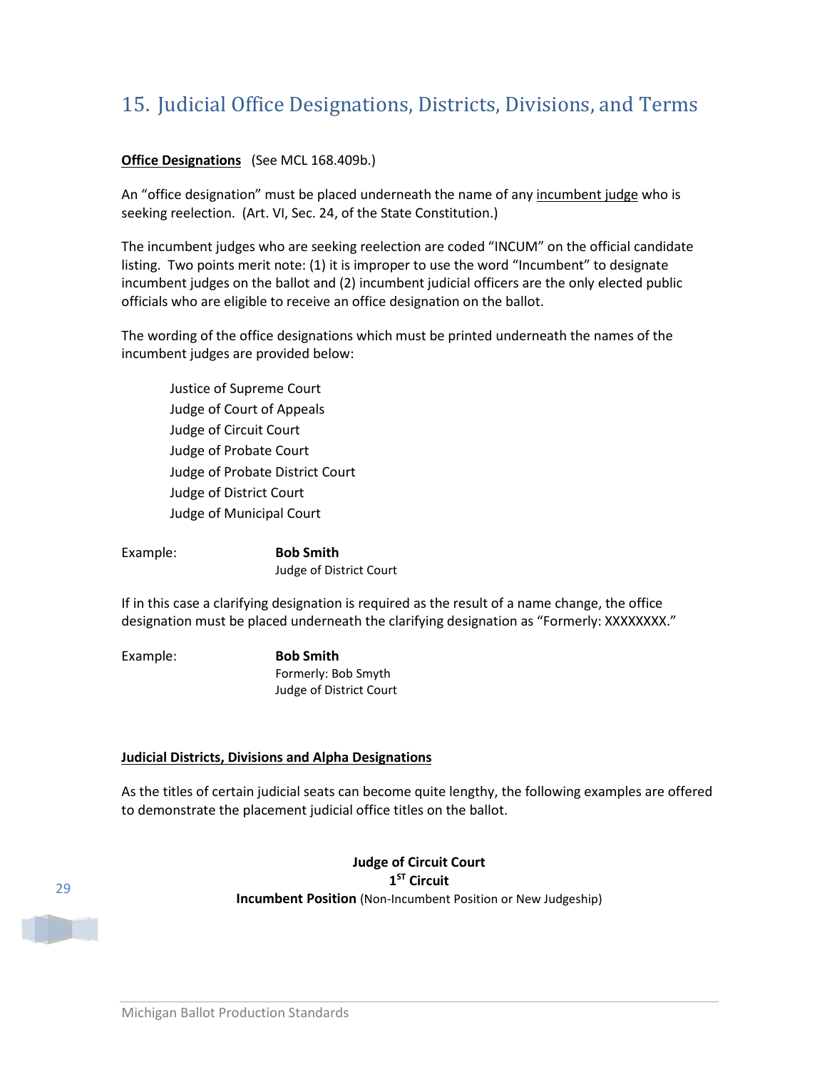## 15. Judicial Office Designations, Districts, Divisions, and Terms

**Office Designations** (See MCL 168.409b.)

An "office designation" must be placed underneath the name of any incumbent judge who is seeking reelection. (Art. VI, Sec. 24, of the State Constitution.)

The incumbent judges who are seeking reelection are coded "INCUM" on the official candidate listing. Two points merit note: (1) it is improper to use the word "Incumbent" to designate incumbent judges on the ballot and (2) incumbent judicial officers are the only elected public officials who are eligible to receive an office designation on the ballot.

The wording of the office designations which must be printed underneath the names of the incumbent judges are provided below:

Justice of Supreme Court
Judge of Court of Appeals
Judge of Circuit Court
Judge of Probate Court
Judge of Probate District Court
Judge of District Court
Judge of Municipal Court

Example: **Bob Smith**
Judge of District Court

If in this case a clarifying designation is required as the result of a name change, the office designation must be placed underneath the clarifying designation as "Formerly: XXXXXXXX."

Example: **Bob Smith**
Formerly: Bob Smyth
Judge of District Court

**Judicial Districts, Divisions and Alpha Designations**

As the titles of certain judicial seats can become quite lengthy, the following examples are offered to demonstrate the placement judicial office titles on the ballot.

**Judge of Circuit Court**
**1ST Circuit**
**Incumbent Position** (Non-Incumbent Position or New Judgeship)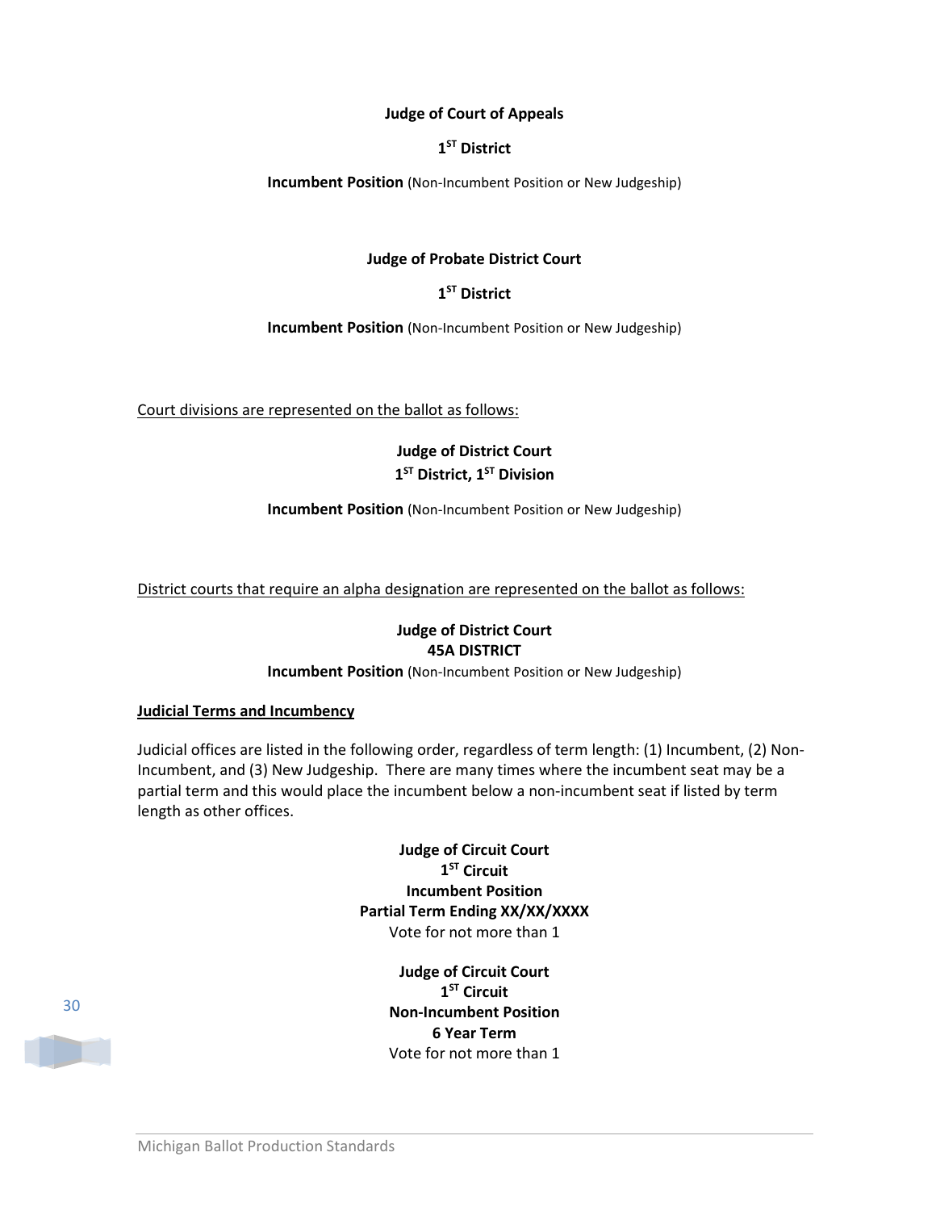**Judge of Court of Appeals**

**1ST District**

**Incumbent Position** (Non-Incumbent Position or New Judgeship)

**Judge of Probate District Court**

**1ST District**

**Incumbent Position** (Non-Incumbent Position or New Judgeship)

Court divisions are represented on the ballot as follows:

**Judge of District Court**
**1ST District, 1ST Division**

**Incumbent Position** (Non-Incumbent Position or New Judgeship)

District courts that require an alpha designation are represented on the ballot as follows:

**Judge of District Court**
**45A DISTRICT**
**Incumbent Position** (Non-Incumbent Position or New Judgeship)

**Judicial Terms and Incumbency**

Judicial offices are listed in the following order, regardless of term length: (1) Incumbent, (2) Non-Incumbent, and (3) New Judgeship. There are many times where the incumbent seat may be a partial term and this would place the incumbent below a non-incumbent seat if listed by term length as other offices.

**Judge of Circuit Court**
**1ST Circuit**
**Incumbent Position**
**Partial Term Ending XX/XX/XXXX**
Vote for not more than 1

**Judge of Circuit Court**
**1ST Circuit**
**Non-Incumbent Position**
**6 Year Term**
Vote for not more than 1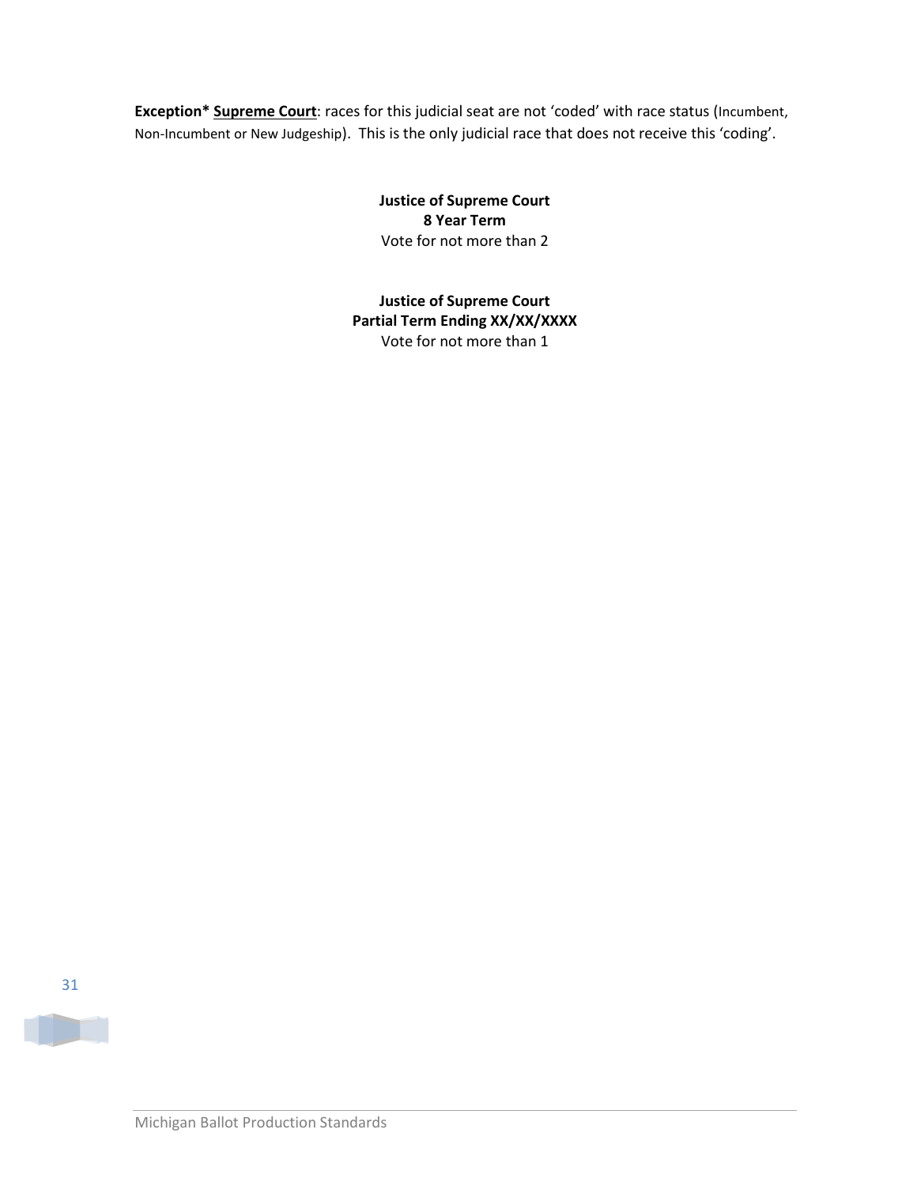**Exception*** **<u>Supreme Court</u>**: races for this judicial seat are not 'coded' with race status (Incumbent, Non-Incumbent or New Judgeship). This is the only judicial race that does not receive this 'coding'.

**Justice of Supreme Court**
**8 Year Term**
Vote for not more than 2

**Justice of Supreme Court**
**Partial Term Ending XX/XX/XXXX**
Vote for not more than 1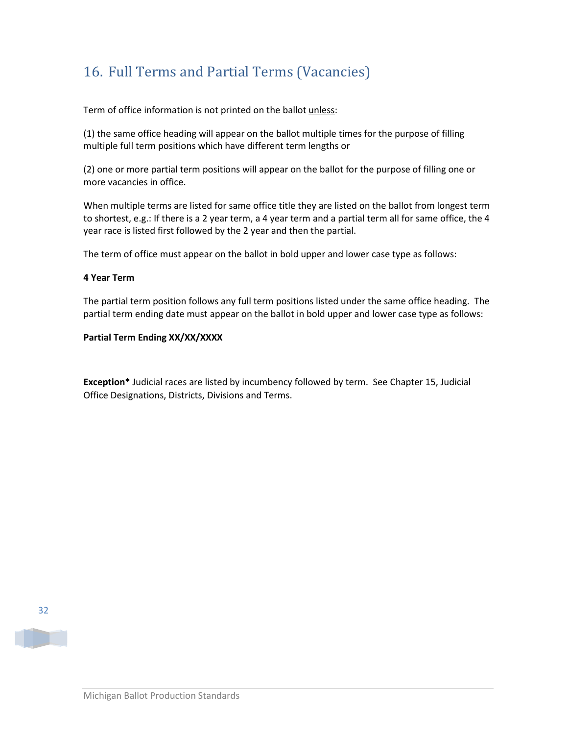## 16. Full Terms and Partial Terms (Vacancies)

Term of office information is not printed on the ballot <u>unless</u>:

(1) the same office heading will appear on the ballot multiple times for the purpose of filling multiple full term positions which have different term lengths or

(2) one or more partial term positions will appear on the ballot for the purpose of filling one or more vacancies in office.

When multiple terms are listed for same office title they are listed on the ballot from longest term to shortest, e.g.: If there is a 2 year term, a 4 year term and a partial term all for same office, the 4 year race is listed first followed by the 2 year and then the partial.

The term of office must appear on the ballot in bold upper and lower case type as follows:

**4 Year Term**

The partial term position follows any full term positions listed under the same office heading. The partial term ending date must appear on the ballot in bold upper and lower case type as follows:

**Partial Term Ending XX/XX/XXXX**

**Exception*** Judicial races are listed by incumbency followed by term. See Chapter 15, Judicial Office Designations, Districts, Divisions and Terms.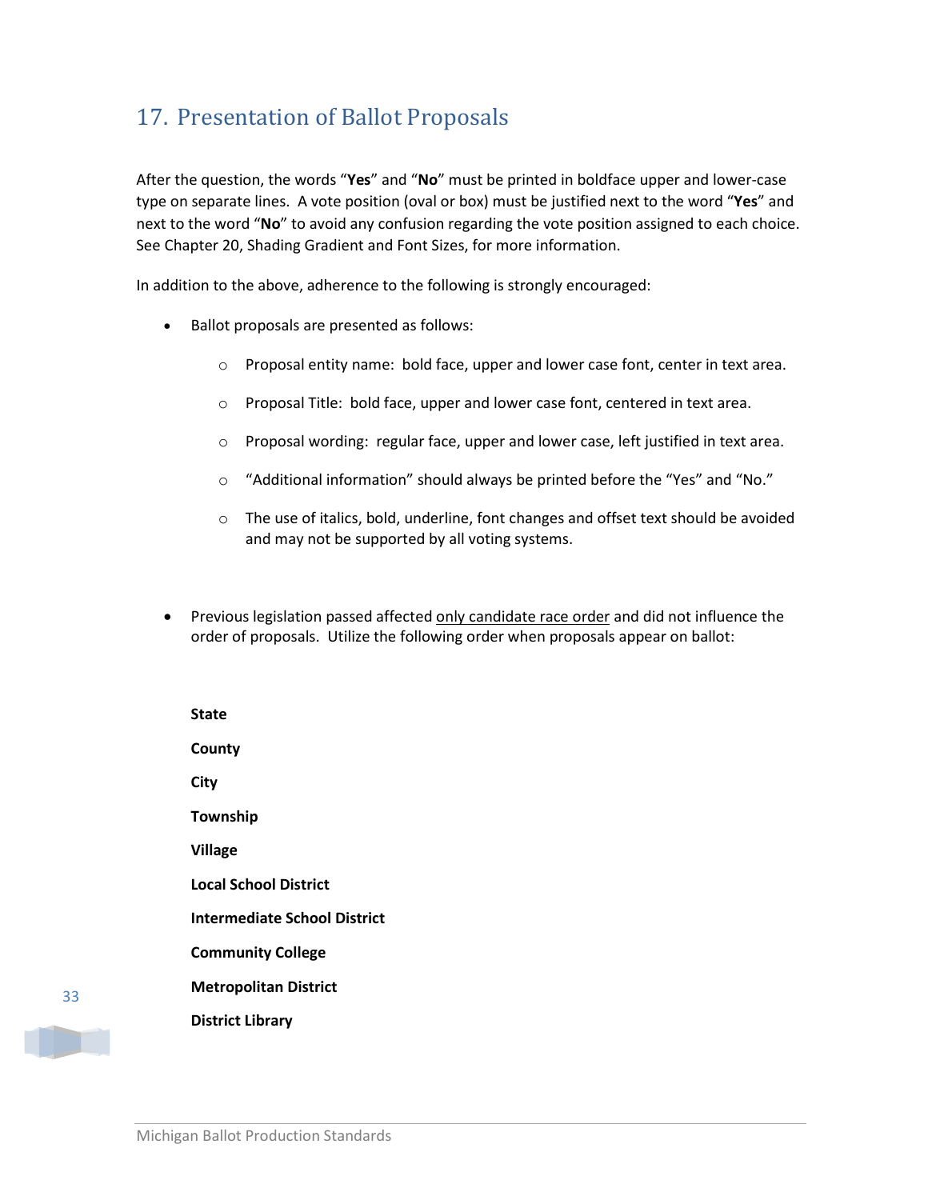## 17. Presentation of Ballot Proposals

After the question, the words "**Yes**" and "**No**" must be printed in boldface upper and lower-case type on separate lines. A vote position (oval or box) must be justified next to the word "**Yes**" and next to the word "**No**" to avoid any confusion regarding the vote position assigned to each choice. See Chapter 20, Shading Gradient and Font Sizes, for more information.

In addition to the above, adherence to the following is strongly encouraged:

- Ballot proposals are presented as follows:
  - Proposal entity name: bold face, upper and lower case font, center in text area.
  - Proposal Title: bold face, upper and lower case font, centered in text area.
  - Proposal wording: regular face, upper and lower case, left justified in text area.
  - "Additional information" should always be printed before the "Yes" and "No."
  - The use of italics, bold, underline, font changes and offset text should be avoided and may not be supported by all voting systems.

- Previous legislation passed affected <u>only candidate race order</u> and did not influence the order of proposals. Utilize the following order when proposals appear on ballot:

  **State**

  **County**

  **City**

  **Township**

  **Village**

  **Local School District**

  **Intermediate School District**

  **Community College**

  **Metropolitan District**

  **District Library**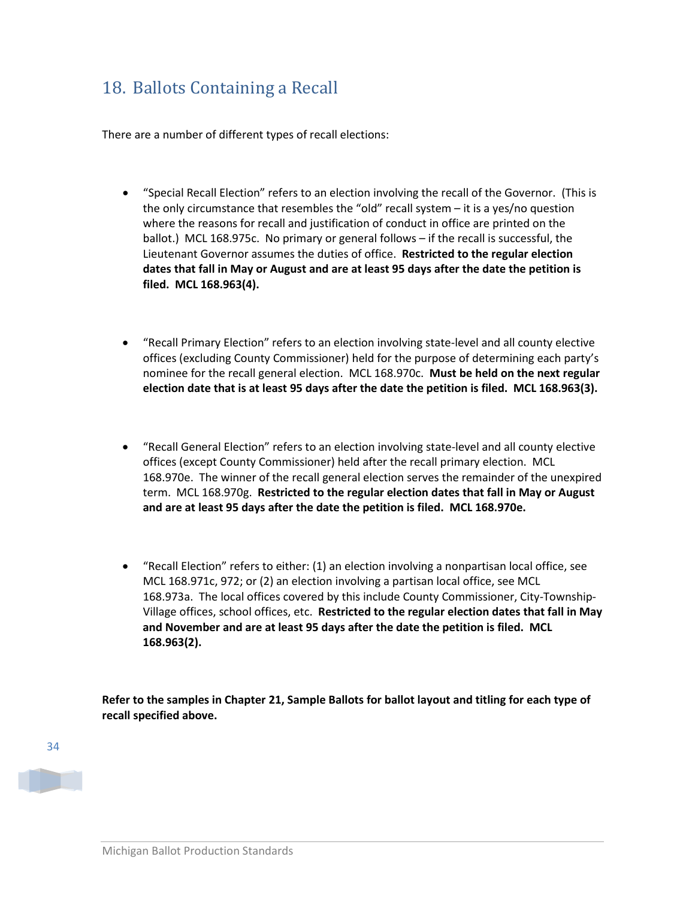## 18. Ballots Containing a Recall

There are a number of different types of recall elections:

- "Special Recall Election" refers to an election involving the recall of the Governor. (This is the only circumstance that resembles the "old" recall system – it is a yes/no question where the reasons for recall and justification of conduct in office are printed on the ballot.) MCL 168.975c. No primary or general follows – if the recall is successful, the Lieutenant Governor assumes the duties of office. **Restricted to the regular election dates that fall in May or August and are at least 95 days after the date the petition is filed. MCL 168.963(4).**

- "Recall Primary Election" refers to an election involving state-level and all county elective offices (excluding County Commissioner) held for the purpose of determining each party's nominee for the recall general election. MCL 168.970c. **Must be held on the next regular election date that is at least 95 days after the date the petition is filed. MCL 168.963(3).**

- "Recall General Election" refers to an election involving state-level and all county elective offices (except County Commissioner) held after the recall primary election. MCL 168.970e. The winner of the recall general election serves the remainder of the unexpired term. MCL 168.970g. **Restricted to the regular election dates that fall in May or August and are at least 95 days after the date the petition is filed. MCL 168.970e.**

- "Recall Election" refers to either: (1) an election involving a nonpartisan local office, see MCL 168.971c, 972; or (2) an election involving a partisan local office, see MCL 168.973a. The local offices covered by this include County Commissioner, City-Township-Village offices, school offices, etc. **Restricted to the regular election dates that fall in May and November and are at least 95 days after the date the petition is filed. MCL 168.963(2).**

**Refer to the samples in Chapter 21, Sample Ballots for ballot layout and titling for each type of recall specified above.**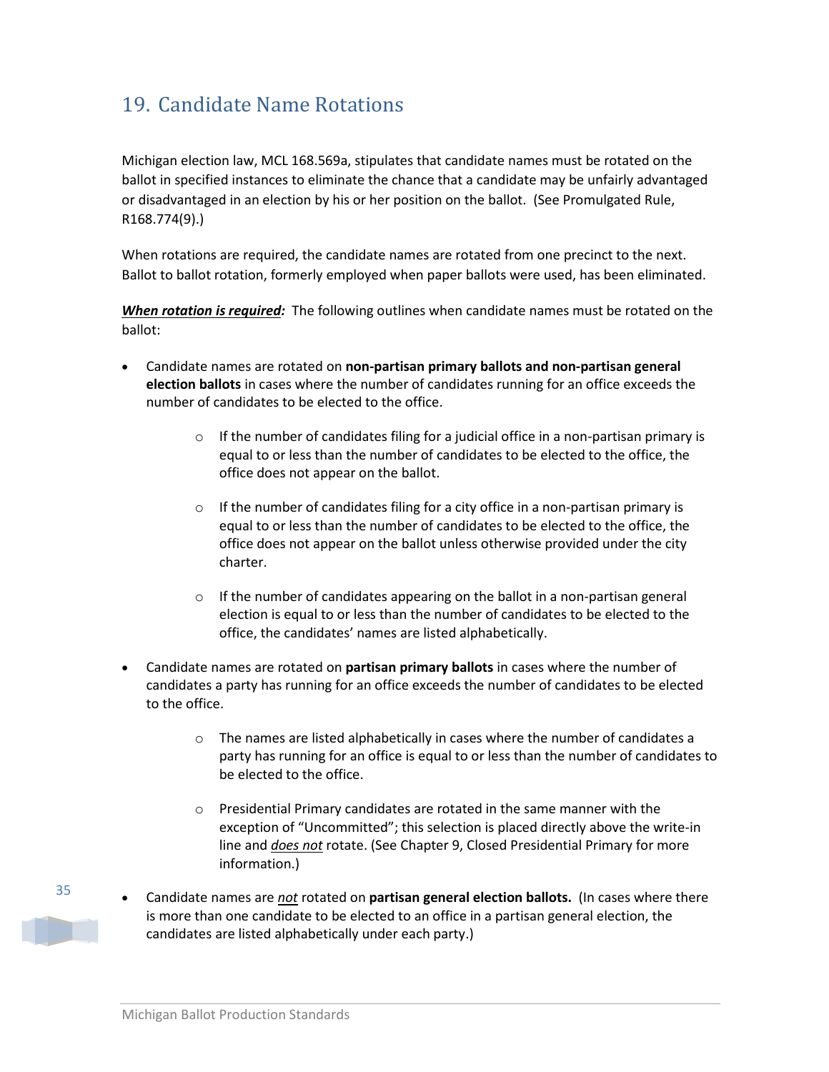## 19. Candidate Name Rotations

Michigan election law, MCL 168.569a, stipulates that candidate names must be rotated on the ballot in specified instances to eliminate the chance that a candidate may be unfairly advantaged or disadvantaged in an election by his or her position on the ballot. (See Promulgated Rule, R168.774(9).)

When rotations are required, the candidate names are rotated from one precinct to the next. Ballot to ballot rotation, formerly employed when paper ballots were used, has been eliminated.

***<u>When rotation is required</u>:*** The following outlines when candidate names must be rotated on the ballot:

- Candidate names are rotated on **non-partisan primary ballots and non-partisan general election ballots** in cases where the number of candidates running for an office exceeds the number of candidates to be elected to the office.
  - If the number of candidates filing for a judicial office in a non-partisan primary is equal to or less than the number of candidates to be elected to the office, the office does not appear on the ballot.
  - If the number of candidates filing for a city office in a non-partisan primary is equal to or less than the number of candidates to be elected to the office, the office does not appear on the ballot unless otherwise provided under the city charter.
  - If the number of candidates appearing on the ballot in a non-partisan general election is equal to or less than the number of candidates to be elected to the office, the candidates' names are listed alphabetically.
- Candidate names are rotated on **partisan primary ballots** in cases where the number of candidates a party has running for an office exceeds the number of candidates to be elected to the office.
  - The names are listed alphabetically in cases where the number of candidates a party has running for an office is equal to or less than the number of candidates to be elected to the office.
  - Presidential Primary candidates are rotated in the same manner with the exception of "Uncommitted"; this selection is placed directly above the write-in line and ***<u>does not</u>*** rotate. (See Chapter 9, Closed Presidential Primary for more information.)
- Candidate names are ***<u>not</u>*** rotated on **partisan general election ballots.** (In cases where there is more than one candidate to be elected to an office in a partisan general election, the candidates are listed alphabetically under each party.)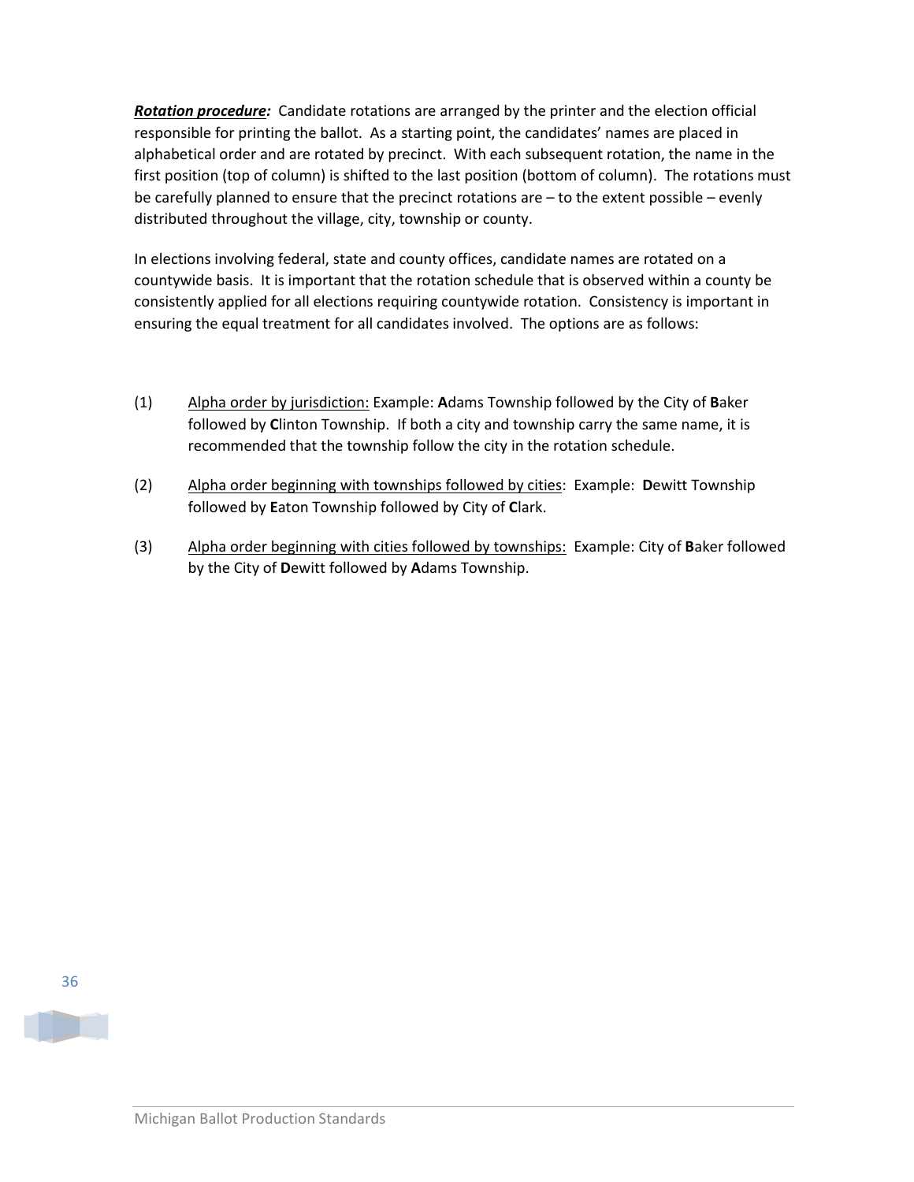***Rotation procedure:*** Candidate rotations are arranged by the printer and the election official responsible for printing the ballot. As a starting point, the candidates' names are placed in alphabetical order and are rotated by precinct. With each subsequent rotation, the name in the first position (top of column) is shifted to the last position (bottom of column). The rotations must be carefully planned to ensure that the precinct rotations are – to the extent possible – evenly distributed throughout the village, city, township or county.

In elections involving federal, state and county offices, candidate names are rotated on a countywide basis. It is important that the rotation schedule that is observed within a county be consistently applied for all elections requiring countywide rotation. Consistency is important in ensuring the equal treatment for all candidates involved. The options are as follows:

(1) <u>Alpha order by jurisdiction:</u> Example: **A**dams Township followed by the City of **B**aker followed by **C**linton Township. If both a city and township carry the same name, it is recommended that the township follow the city in the rotation schedule.

(2) <u>Alpha order beginning with townships followed by cities</u>: Example: **D**ewitt Township followed by **E**aton Township followed by City of **C**lark.

(3) <u>Alpha order beginning with cities followed by townships:</u> Example: City of **B**aker followed by the City of **D**ewitt followed by **A**dams Township.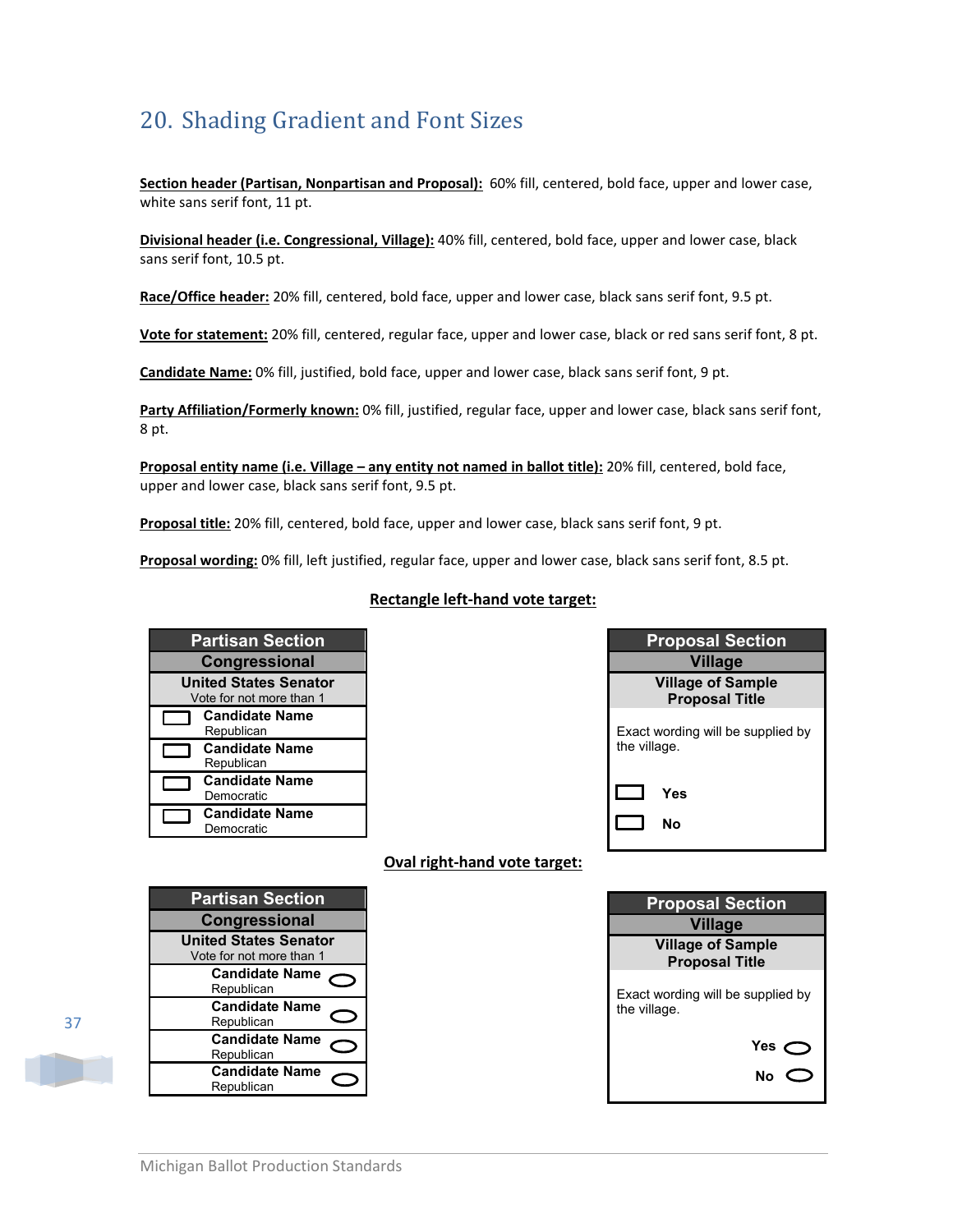## 20. Shading Gradient and Font Sizes

**Section header (Partisan, Nonpartisan and Proposal):** 60% fill, centered, bold face, upper and lower case, white sans serif font, 11 pt.

**Divisional header (i.e. Congressional, Village):** 40% fill, centered, bold face, upper and lower case, black sans serif font, 10.5 pt.

**Race/Office header:** 20% fill, centered, bold face, upper and lower case, black sans serif font, 9.5 pt.

**Vote for statement:** 20% fill, centered, regular face, upper and lower case, black or red sans serif font, 8 pt.

**Candidate Name:** 0% fill, justified, bold face, upper and lower case, black sans serif font, 9 pt.

**Party Affiliation/Formerly known:** 0% fill, justified, regular face, upper and lower case, black sans serif font, 8 pt.

**Proposal entity name (i.e. Village – any entity not named in ballot title):** 20% fill, centered, bold face, upper and lower case, black sans serif font, 9.5 pt.

**Proposal title:** 20% fill, centered, bold face, upper and lower case, black sans serif font, 9 pt.

**Proposal wording:** 0% fill, left justified, regular face, upper and lower case, black sans serif font, 8.5 pt.

**Rectangle left-hand vote target:**

| Partisan Section |
|---|
| **Congressional** |
| **United States Senator** Vote for not more than 1 |
| ▭ **Candidate Name** Republican |
| ▭ **Candidate Name** Republican |
| ▭ **Candidate Name** Democratic |
| ▭ **Candidate Name** Democratic |

| Proposal Section |
|---|
| **Village** |
| **Village of Sample Proposal Title** |
| Exact wording will be supplied by the village. |
| ▭ **Yes** |
| ▭ **No** |

**Oval right-hand vote target:**

| Partisan Section |
|---|
| **Congressional** |
| **United States Senator** Vote for not more than 1 |
| **Candidate Name** Republican ⬭ |
| **Candidate Name** Republican ⬭ |
| **Candidate Name** Republican ⬭ |
| **Candidate Name** Republican ⬭ |

| Proposal Section |
|---|
| **Village** |
| **Village of Sample Proposal Title** |
| Exact wording will be supplied by the village. |
| **Yes** ⬭ |
| **No** ⬭ |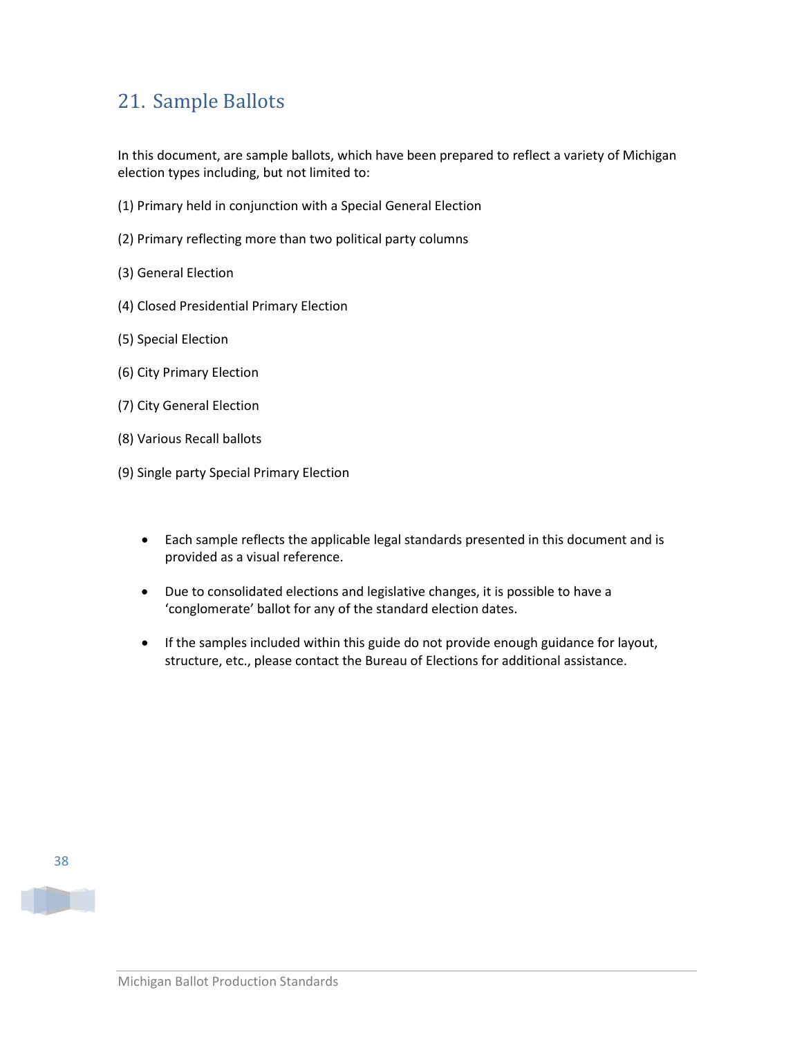## 21. Sample Ballots

In this document, are sample ballots, which have been prepared to reflect a variety of Michigan election types including, but not limited to:

(1) Primary held in conjunction with a Special General Election

(2) Primary reflecting more than two political party columns

(3) General Election

(4) Closed Presidential Primary Election

(5) Special Election

(6) City Primary Election

(7) City General Election

(8) Various Recall ballots

(9) Single party Special Primary Election

- Each sample reflects the applicable legal standards presented in this document and is provided as a visual reference.
- Due to consolidated elections and legislative changes, it is possible to have a 'conglomerate' ballot for any of the standard election dates.
- If the samples included within this guide do not provide enough guidance for layout, structure, etc., please contact the Bureau of Elections for additional assistance.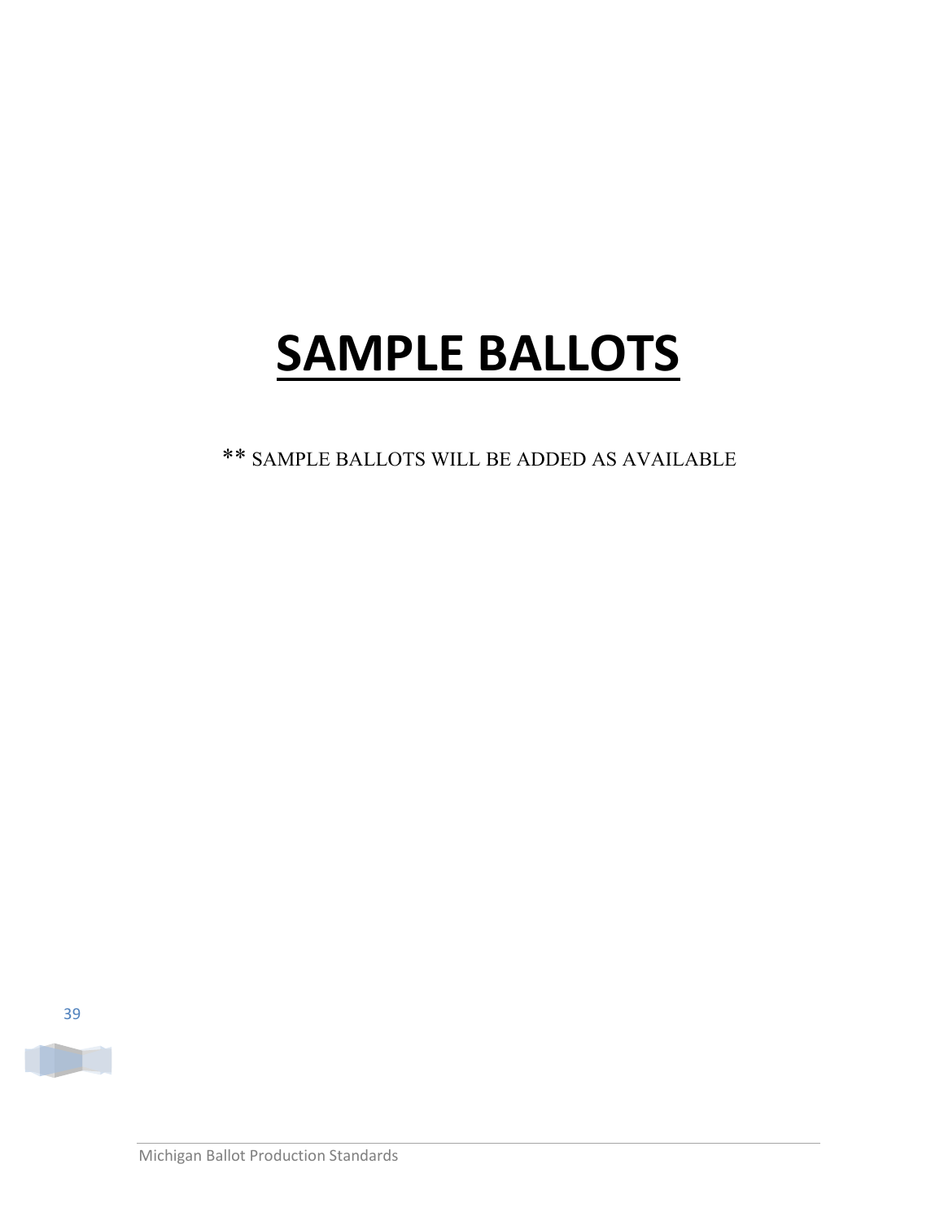# SAMPLE BALLOTS

** SAMPLE BALLOTS WILL BE ADDED AS AVAILABLE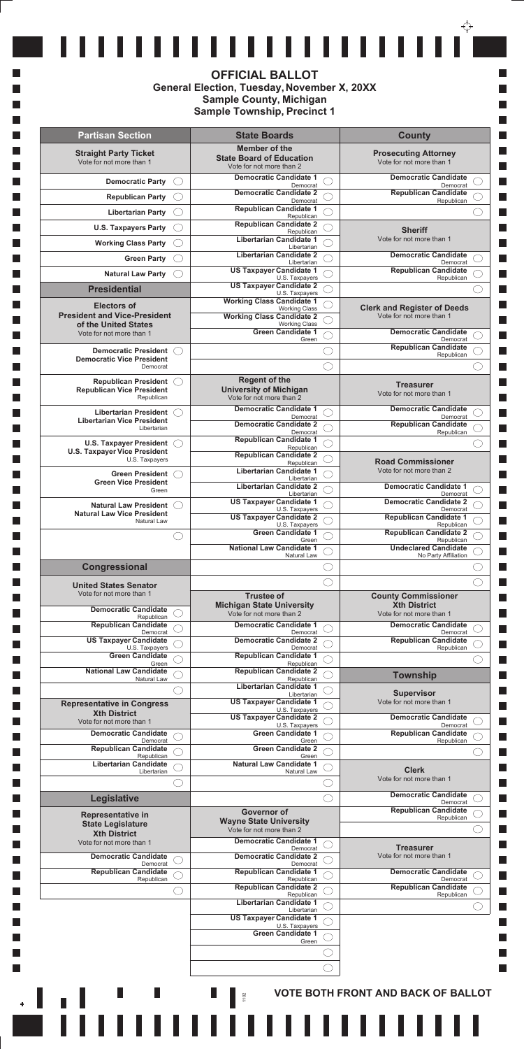# OFFICIAL BALLOT

**General Election, Tuesday, November X, 20XX**
**Sample County, Michigan**
**Sample Township, Precinct 1**

## Partisan Section

### Straight Party Ticket
Vote for not more than 1

- Democratic Party ◯
- Republican Party ◯
- Libertarian Party ◯
- U.S. Taxpayers Party ◯
- Working Class Party ◯
- Green Party ◯
- Natural Law Party ◯

## Presidential

### Electors of President and Vice-President of the United States
Vote for not more than 1

- Democratic President / Democratic Vice President — Democrat ◯
- Republican President / Republican Vice President — Republican ◯
- Libertarian President / Libertarian Vice President — Libertarian ◯
- U.S. Taxpayer President / U.S. Taxpayer Vice President — U.S. Taxpayers ◯
- Green President / Green Vice President — Green ◯
- Natural Law President / Natural Law Vice President — Natural Law ◯
- ◯

## Congressional

### United States Senator
Vote for not more than 1

- Democratic Candidate — Republican ◯
- Republican Candidate — Democrat ◯
- US Taxpayer Candidate — U.S. Taxpayers ◯
- Green Candidate — Green ◯
- National Law Candidate — Natural Law ◯
- ◯

### Representative in Congress Xth District
Vote for not more than 1

- Democratic Candidate — Democrat ◯
- Republican Candidate — Republican ◯
- Libertarian Candidate — Libertarian ◯
- ◯

## Legislative

### Representative in State Legislature Xth District
Vote for not more than 1

- Democratic Candidate — Democrat ◯
- Republican Candidate — Republican ◯
- ◯

## State Boards

### Member of the State Board of Education
Vote for not more than 2

- Democratic Candidate 1 — Democrat ◯
- Democratic Candidate 2 — Democrat ◯
- Republican Candidate 1 — Republican ◯
- Republican Candidate 2 — Republican ◯
- Libertarian Candidate 1 — Libertarian ◯
- Libertarian Candidate 2 — Libertarian ◯
- US Taxpayer Candidate 1 — U.S. Taxpayers ◯
- US Taxpayer Candidate 2 — U.S. Taxpayers ◯
- Working Class Candidate 1 — Working Class ◯
- Working Class Candidate 2 — Working Class ◯
- Green Candidate 1 — Green ◯
- ◯
- ◯

### Regent of the University of Michigan
Vote for not more than 2

- Democratic Candidate 1 — Democrat ◯
- Democratic Candidate 2 — Democrat ◯
- Republican Candidate 1 — Republican ◯
- Republican Candidate 2 — Republican ◯
- Libertarian Candidate 1 — Libertarian ◯
- Libertarian Candidate 2 — Libertarian ◯
- US Taxpayer Candidate 1 — U.S. Taxpayers ◯
- US Taxpayer Candidate 2 — U.S. Taxpayers ◯
- Green Candidate 1 — Green ◯
- National Law Candidate 1 — Natural Law ◯
- ◯
- ◯

### Trustee of Michigan State University
Vote for not more than 2

- Democratic Candidate 1 — Democrat ◯
- Democratic Candidate 2 — Democrat ◯
- Republican Candidate 1 — Republican ◯
- Republican Candidate 2 — Republican ◯
- Libertarian Candidate 1 — Libertarian ◯
- US Taxpayer Candidate 1 — U.S. Taxpayers ◯
- US Taxpayer Candidate 2 — U.S. Taxpayers ◯
- Green Candidate 1 — Green ◯
- Green Candidate 2 — Green ◯
- Natural Law Candidate 1 — Natural Law ◯
- ◯
- ◯

### Governor of Wayne State University
Vote for not more than 2

- Democratic Candidate 1 — Democrat ◯
- Democratic Candidate 2 — Democrat ◯
- Republican Candidate 1 — Republican ◯
- Republican Candidate 2 — Republican ◯
- Libertarian Candidate 1 — Libertarian ◯
- US Taxpayer Candidate 1 — U.S. Taxpayers ◯
- Green Candidate 1 — Green ◯
- ◯
- ◯

## County

### Prosecuting Attorney
Vote for not more than 1

- Democratic Candidate — Democrat ◯
- Republican Candidate — Republican ◯
- ◯

### Sheriff
Vote for not more than 1

- Democratic Candidate — Democrat ◯
- Republican Candidate — Republican ◯
- ◯

### Clerk and Register of Deeds
Vote for not more than 1

- Democratic Candidate — Democrat ◯
- Republican Candidate — Republican ◯
- ◯

### Treasurer
Vote for not more than 1

- Democratic Candidate — Democrat ◯
- Republican Candidate — Republican ◯
- ◯

### Road Commissioner
Vote for not more than 2

- Democratic Candidate 1 — Democrat ◯
- Democratic Candidate 2 — Democrat ◯
- Republican Candidate 1 — Republican ◯
- Republican Candidate 2 — Republican ◯
- Undeclared Candidate — No Party Affiliation ◯
- ◯
- ◯

### County Commissioner Xth District
Vote for not more than 1

- Democratic Candidate — Democrat ◯
- Republican Candidate — Republican ◯
- ◯

## Township

### Supervisor
Vote for not more than 1

- Democratic Candidate — Democrat ◯
- Republican Candidate — Republican ◯
- ◯

### Clerk
Vote for not more than 1

- Democratic Candidate — Democrat ◯
- Republican Candidate — Republican ◯
- ◯

### Treasurer
Vote for not more than 1

- Democratic Candidate — Democrat ◯
- Republican Candidate — Republican ◯
- ◯

**VOTE BOTH FRONT AND BACK OF BALLOT**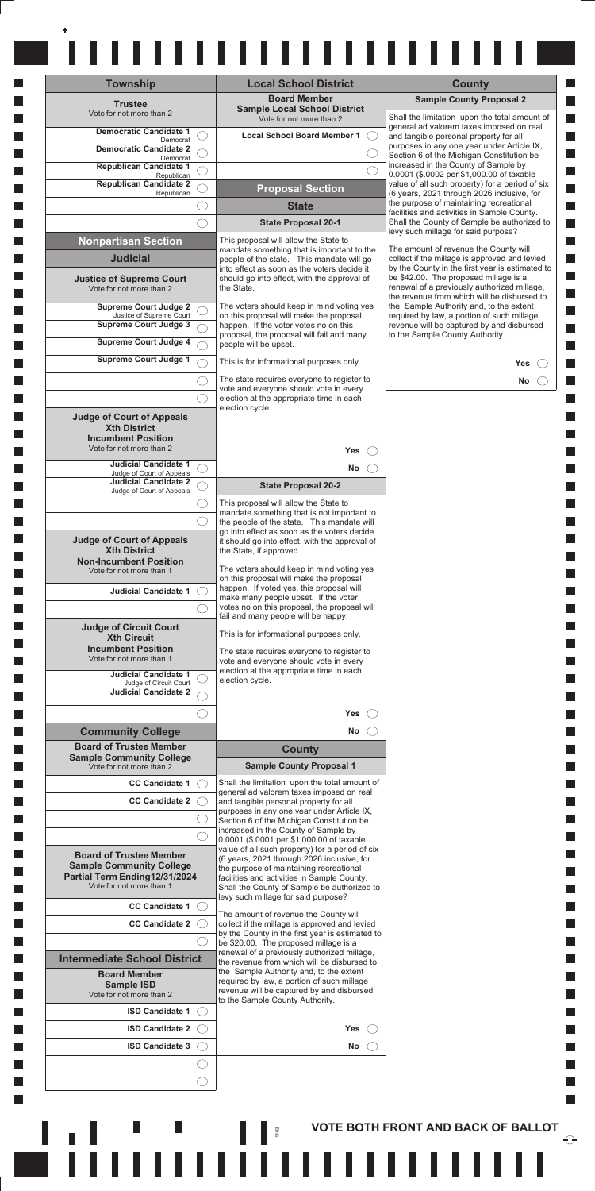## Township

### Trustee
Vote for not more than 2

- Democratic Candidate 1 — Democrat
- Democratic Candidate 2 — Democrat
- Republican Candidate 1 — Republican
- Republican Candidate 2 — Republican
- (write-in)
- (write-in)

## Nonpartisan Section

### Judicial

#### Justice of Supreme Court
Vote for not more than 2

- Supreme Court Judge 2 — Justice of Supreme Court
- Supreme Court Judge 3
- Supreme Court Judge 4
- Supreme Court Judge 1
- (write-in)
- (write-in)

#### Judge of Court of Appeals
**Xth District**
**Incumbent Position**
Vote for not more than 2

- Judicial Candidate 1 — Judge of Court of Appeals
- Judicial Candidate 2 — Judge of Court of Appeals
- (write-in)
- (write-in)

#### Judge of Court of Appeals
**Xth District**
**Non-Incumbent Position**
Vote for not more than 1

- Judicial Candidate 1
- (write-in)

#### Judge of Circuit Court
**Xth Circuit**
**Incumbent Position**
Vote for not more than 1

- Judicial Candidate 1 — Judge of Circuit Court
- Judicial Candidate 2
- (write-in)

## Community College

### Board of Trustee Member
**Sample Community College**
Vote for not more than 2

- CC Candidate 1
- CC Candidate 2
- (write-in)
- (write-in)

### Board of Trustee Member
**Sample Community College**
**Partial Term Ending12/31/2024**
Vote for not more than 1

- CC Candidate 1
- CC Candidate 2
- (write-in)

## Intermediate School District

### Board Member
**Sample ISD**
Vote for not more than 2

- ISD Candidate 1
- ISD Candidate 2
- ISD Candidate 3
- (write-in)
- (write-in)

## Local School District

### Board Member
**Sample Local School District**
Vote for not more than 2

- Local School Board Member 1
- (write-in)
- (write-in)

## Proposal Section

## State

### State Proposal 20-1

This proposal will allow the State to mandate something that is important to the people of the state. This mandate will go into effect as soon as the voters decide it should go into effect, with the approval of the State.

The voters should keep in mind voting yes on this proposal will make the proposal happen. If the voter votes no on this proposal, the proposal will fail and many people will be upset.

This is for informational purposes only.

The state requires everyone to register to vote and everyone should vote in every election at the appropriate time in each election cycle.

- Yes
- No

### State Proposal 20-2

This proposal will allow the State to mandate something that is not important to the people of the state. This mandate will go into effect as soon as the voters decide it should go into effect, with the approval of the State, if approved.

The voters should keep in mind voting yes on this proposal will make the proposal happen. If voted yes, this proposal will make many people upset. If the voter votes no on this proposal, the proposal will fail and many people will be happy.

This is for informational purposes only.

The state requires everyone to register to vote and everyone should vote in every election at the appropriate time in each election cycle.

- Yes
- No

## County

### Sample County Proposal 1

Shall the limitation upon the total amount of general ad valorem taxes imposed on real and tangible personal property for all purposes in any one year under Article IX, Section 6 of the Michigan Constitution be increased in the County of Sample by 0.0001 ($.0001 per $1,000.00 of taxable value of all such property) for a period of six (6 years, 2021 through 2026 inclusive, for the purpose of maintaining recreational facilities and activities in Sample County. Shall the County of Sample be authorized to levy such millage for said purpose?

The amount of revenue the County will collect if the millage is approved and levied by the County in the first year is estimated to be $20.00. The proposed millage is a renewal of a previously authorized millage, the revenue from which will be disbursed to the Sample Authority and, to the extent required by law, a portion of such millage revenue will be captured by and disbursed to the Sample County Authority.

- Yes
- No

### Sample County Proposal 2

Shall the limitation upon the total amount of general ad valorem taxes imposed on real and tangible personal property for all purposes in any one year under Article IX, Section 6 of the Michigan Constitution be increased in the County of Sample by 0.0001 ($.0002 per $1,000.00 of taxable value of all such property) for a period of six (6 years, 2021 through 2026 inclusive, for the purpose of maintaining recreational facilities and activities in Sample County. Shall the County of Sample be authorized to levy such millage for said purpose?

The amount of revenue the County will collect if the millage is approved and levied by the County in the first year is estimated to be $42.00. The proposed millage is a renewal of a previously authorized millage, the revenue from which will be disbursed to the Sample Authority and, to the extent required by law, a portion of such millage revenue will be captured by and disbursed to the Sample County Authority.

- Yes
- No

**VOTE BOTH FRONT AND BACK OF BALLOT**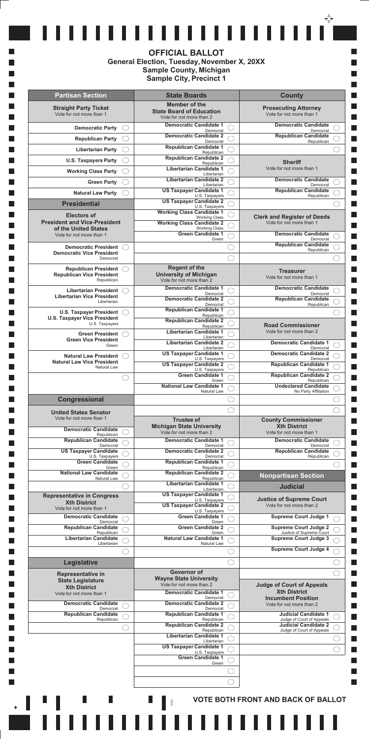# OFFICIAL BALLOT

**General Election, Tuesday, November X, 20XX**
**Sample County, Michigan**
**Sample City, Precinct 1**

## Partisan Section

### Straight Party Ticket
Vote for not more than 1

- Democratic Party ◯
- Republican Party ◯
- Libertarian Party ◯
- U.S. Taxpayers Party ◯
- Working Class Party ◯
- Green Party ◯
- Natural Law Party ◯

## Presidential

### Electors of President and Vice-President of the United States
Vote for not more than 1

- Democratic President / Democratic Vice President — Democrat ◯
- Republican President / Republican Vice President — Republican ◯
- Libertarian President / Libertarian Vice President — Libertarian ◯
- U.S. Taxpayer President / U.S. Taxpayer Vice President — U.S. Taxpayers ◯
- Green President / Green Vice President — Green ◯
- Natural Law President / Natural Law Vice President — Natural Law ◯
- ◯

## Congressional

### United States Senator
Vote for not more than 1

- Democratic Candidate — Republican ◯
- Republican Candidate — Democrat ◯
- US Taxpayer Candidate — U.S. Taxpayers ◯
- Green Candidate — Green ◯
- National Law Candidate — Natural Law ◯
- ◯

### Representative in Congress Xth District
Vote for not more than 1

- Democratic Candidate — Democrat ◯
- Republican Candidate — Republican ◯
- Libertarian Candidate — Libertarian ◯
- ◯

## Legislative

### Representative in State Legislature Xth District
Vote for not more than 1

- Democratic Candidate — Democrat ◯
- Republican Candidate — Republican ◯
- ◯

## State Boards

### Member of the State Board of Education
Vote for not more than 2

- Democratic Candidate 1 — Democrat ◯
- Democratic Candidate 2 — Democrat ◯
- Republican Candidate 1 — Republican ◯
- Republican Candidate 2 — Republican ◯
- Libertarian Candidate 1 — Libertarian ◯
- Libertarian Candidate 2 — Libertarian ◯
- US Taxpayer Candidate 1 — U.S. Taxpayers ◯
- US Taxpayer Candidate 2 — U.S. Taxpayers ◯
- Working Class Candidate 1 — Working Class ◯
- Working Class Candidate 2 — Working Class ◯
- Green Candidate 1 — Green ◯
- ◯
- ◯

### Regent of the University of Michigan
Vote for not more than 2

- Democratic Candidate 1 — Democrat ◯
- Democratic Candidate 2 — Democrat ◯
- Republican Candidate 1 — Republican ◯
- Republican Candidate 2 — Republican ◯
- Libertarian Candidate 1 — Libertarian ◯
- Libertarian Candidate 2 — Libertarian ◯
- US Taxpayer Candidate 1 — U.S. Taxpayers ◯
- US Taxpayer Candidate 2 — U.S. Taxpayers ◯
- Green Candidate 1 — Green ◯
- National Law Candidate 1 — Natural Law ◯
- ◯
- ◯

### Trustee of Michigan State University
Vote for not more than 2

- Democratic Candidate 1 — Democrat ◯
- Democratic Candidate 2 — Democrat ◯
- Republican Candidate 1 — Republican ◯
- Republican Candidate 2 — Republican ◯
- Libertarian Candidate 1 — Libertarian ◯
- US Taxpayer Candidate 1 — U.S. Taxpayers ◯
- US Taxpayer Candidate 2 — U.S. Taxpayers ◯
- Green Candidate 1 — Green ◯
- Green Candidate 2 — Green ◯
- Natural Law Candidate 1 — Natural Law ◯
- ◯
- ◯

### Governor of Wayne State University
Vote for not more than 2

- Democratic Candidate 1 — Democrat ◯
- Democratic Candidate 2 — Democrat ◯
- Republican Candidate 1 — Republican ◯
- Republican Candidate 2 — Republican ◯
- Libertarian Candidate 1 — Libertarian ◯
- US Taxpayer Candidate 1 — U.S. Taxpayers ◯
- Green Candidate 1 — Green ◯
- ◯
- ◯

## County

### Prosecuting Attorney
Vote for not more than 1

- Democratic Candidate — Democrat ◯
- Republican Candidate — Republican ◯
- ◯

### Sheriff
Vote for not more than 1

- Democratic Candidate — Democrat ◯
- Republican Candidate — Republican ◯
- ◯

### Clerk and Register of Deeds
Vote for not more than 1

- Democratic Candidate — Democrat ◯
- Republican Candidate — Republican ◯
- ◯

### Treasurer
Vote for not more than 1

- Democratic Candidate — Democrat ◯
- Republican Candidate — Republican ◯
- ◯

### Road Commissioner
Vote for not more than 2

- Democratic Candidate 1 — Democrat ◯
- Democratic Candidate 2 — Democrat ◯
- Republican Candidate 1 — Republican ◯
- Republican Candidate 2 — Republican ◯
- Undeclared Candidate — No Party Affiliation ◯
- ◯
- ◯

### County Commissioner Xth District
Vote for not more than 1

- Democratic Candidate — Democrat ◯
- Republican Candidate — Republican ◯
- ◯

## Nonpartisan Section

## Judicial

### Justice of Supreme Court
Vote for not more than 2

- Supreme Court Judge 1 ◯
- Supreme Court Judge 2 — Justice of Supreme Court ◯
- Supreme Court Judge 3 ◯
- Supreme Court Judge 4 ◯
- ◯
- ◯

### Judge of Court of Appeals Xth District Incumbent Position
Vote for not more than 2

- Judicial Candidate 1 — Judge of Court of Appeals ◯
- Judicial Candidate 2 — Judge of Court of Appeals ◯
- ◯
- ◯

**VOTE BOTH FRONT AND BACK OF BALLOT**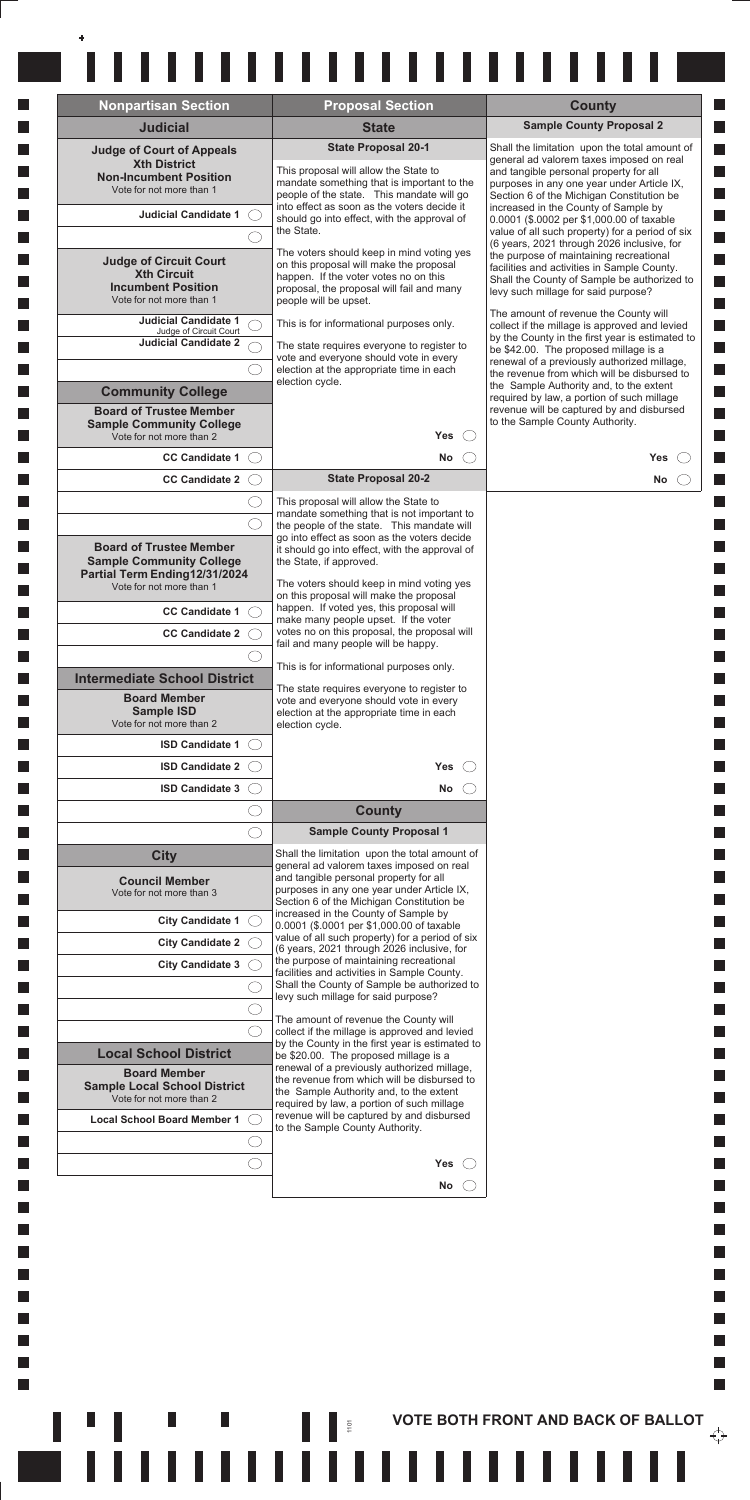## Nonpartisan Section

### Judicial

**Judge of Court of Appeals**
**Xth District**
**Non-Incumbent Position**
Vote for not more than 1

- Judicial Candidate 1 ◯
- ◯

**Judge of Circuit Court**
**Xth Circuit**
**Incumbent Position**
Vote for not more than 1

- Judicial Candidate 1 ◯
  Judge of Circuit Court
- Judicial Candidate 2 ◯
- ◯

### Community College

**Board of Trustee Member**
**Sample Community College**
Vote for not more than 2

- CC Candidate 1 ◯
- CC Candidate 2 ◯
- ◯
- ◯

**Board of Trustee Member**
**Sample Community College**
**Partial Term Ending12/31/2024**
Vote for not more than 1

- CC Candidate 1 ◯
- CC Candidate 2 ◯
- ◯

### Intermediate School District

**Board Member**
**Sample ISD**
Vote for not more than 2

- ISD Candidate 1 ◯
- ISD Candidate 2 ◯
- ISD Candidate 3 ◯
- ◯
- ◯

### City

**Council Member**
Vote for not more than 3

- City Candidate 1 ◯
- City Candidate 2 ◯
- City Candidate 3 ◯
- ◯
- ◯
- ◯

### Local School District

**Board Member**
**Sample Local School District**
Vote for not more than 2

- Local School Board Member 1 ◯
- ◯
- ◯

## Proposal Section

### State

**State Proposal 20-1**

This proposal will allow the State to mandate something that is important to the people of the state. This mandate will go into effect as soon as the voters decide it should go into effect, with the approval of the State.

The voters should keep in mind voting yes on this proposal will make the proposal happen. If the voter votes no on this proposal, the proposal will fail and many people will be upset.

This is for informational purposes only.

The state requires everyone to register to vote and everyone should vote in every election at the appropriate time in each election cycle.

- Yes ◯
- No ◯

**State Proposal 20-2**

This proposal will allow the State to mandate something that is not important to the people of the state. This mandate will go into effect as soon as the voters decide it should go into effect, with the approval of the State, if approved.

The voters should keep in mind voting yes on this proposal will make the proposal happen. If voted yes, this proposal will make many people upset. If the voter votes no on this proposal, the proposal will fail and many people will be happy.

This is for informational purposes only.

The state requires everyone to register to vote and everyone should vote in every election at the appropriate time in each election cycle.

- Yes ◯
- No ◯

### County

**Sample County Proposal 1**

Shall the limitation upon the total amount of general ad valorem taxes imposed on real and tangible personal property for all purposes in any one year under Article IX, Section 6 of the Michigan Constitution be increased in the County of Sample by 0.0001 ($.0001 per $1,000.00 of taxable value of all such property) for a period of six (6 years, 2021 through 2026 inclusive, for the purpose of maintaining recreational facilities and activities in Sample County. Shall the County of Sample be authorized to levy such millage for said purpose?

The amount of revenue the County will collect if the millage is approved and levied by the County in the first year is estimated to be $20.00. The proposed millage is a renewal of a previously authorized millage, the revenue from which will be disbursed to the Sample Authority and, to the extent required by law, a portion of such millage revenue will be captured by and disbursed to the Sample County Authority.

- Yes ◯
- No ◯

## County

**Sample County Proposal 2**

Shall the limitation upon the total amount of general ad valorem taxes imposed on real and tangible personal property for all purposes in any one year under Article IX, Section 6 of the Michigan Constitution be increased in the County of Sample by 0.0001 ($.002 per $1,000.00 of taxable value of all such property) for a period of six (6 years, 2021 through 2026 inclusive, for the purpose of maintaining recreational facilities and activities in Sample County. Shall the County of Sample be authorized to levy such millage for said purpose?

The amount of revenue the County will collect if the millage is approved and levied by the County in the first year is estimated to be $42.00. The proposed millage is a renewal of a previously authorized millage, the revenue from which will be disbursed to the Sample Authority and, to the extent required by law, a portion of such millage revenue will be captured by and disbursed to the Sample County Authority.

- Yes ◯
- No ◯

**VOTE BOTH FRONT AND BACK OF BALLOT**